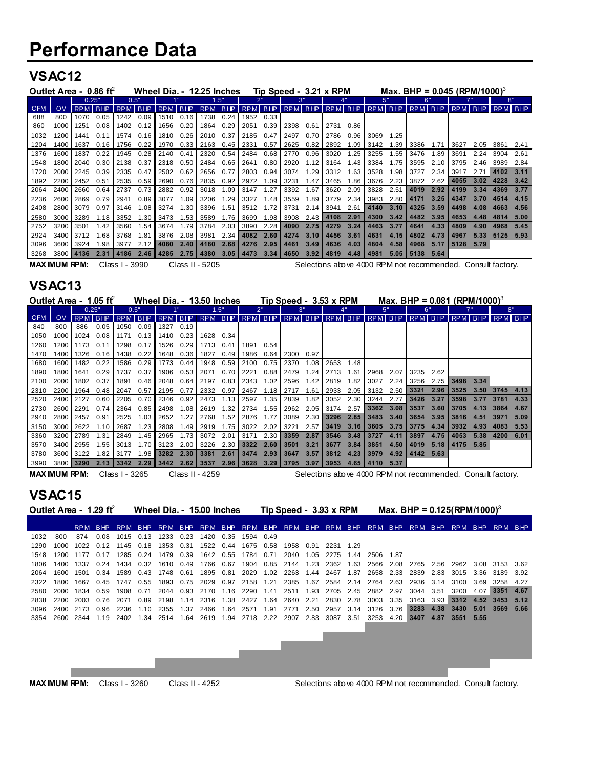# Performance Data

## VSAC12

Outlet Area - 0.86 ft² Wheel Dia. - 12.25 Inches Tip Speed - 3.21 x RPM Max. BHP = 0.045 (RPM/1000)³

| | | 0.25" | | 0.5" | | 1" | | 1.5" | | 2" | | 3" | | 4" | | 5" | | 6" | | 7" | | 8" | |
|---|---|---|---|---|---|---|---|---|---|---|---|---|---|---|---|---|---|---|---|---|---|---|---|
| CFM | OV | RPM | BHP | RPM | BHP | RPM | BHP | RPM | BHP | RPM | BHP | RPM | BHP | RPM | BHP | RPM | BHP | RPM | BHP | RPM | BHP | RPM | BHP |
| 688 | 800 | 1070 | 0.05 | 1242 | 0.09 | 1510 | 0.16 | 1738 | 0.24 | 1952 | 0.33 | | | | | | | | | | | | |
| 860 | 1000 | 1251 | 0.08 | 1402 | 0.12 | 1656 | 0.20 | 1864 | 0.29 | 2051 | 0.39 | 2398 | 0.61 | 2731 | 0.86 | | | | | | | | |
| 1032 | 1200 | 1441 | 0.11 | 1574 | 0.16 | 1810 | 0.26 | 2010 | 0.37 | 2185 | 0.47 | 2497 | 0.70 | 2786 | 0.96 | 3069 | 1.25 | | | | | | |
| 1204 | 1400 | 1637 | 0.16 | 1756 | 0.22 | 1970 | 0.33 | 2163 | 0.45 | 2331 | 0.57 | 2625 | 0.82 | 2892 | 1.09 | 3142 | 1.39 | 3386 | 1.71 | 3627 | 2.05 | 3861 | 2.41 |
| 1376 | 1600 | 1837 | 0.22 | 1945 | 0.28 | 2140 | 0.41 | 2320 | 0.54 | 2484 | 0.68 | 2770 | 0.96 | 3020 | 1.25 | 3255 | 1.55 | 3476 | 1.89 | 3691 | 2.24 | 3904 | 2.61 |
| 1548 | 1800 | 2040 | 0.30 | 2138 | 0.37 | 2318 | 0.50 | 2484 | 0.65 | 2641 | 0.80 | 2920 | 1.12 | 3164 | 1.43 | 3384 | 1.75 | 3595 | 2.10 | 3795 | 2.46 | 3989 | 2.84 |
| 1720 | 2000 | 2245 | 0.39 | 2335 | 0.47 | 2502 | 0.62 | 2656 | 0.77 | 2803 | 0.94 | 3074 | 1.29 | 3312 | 1.63 | 3528 | 1.98 | 3727 | 2.34 | 3917 | 2.71 | 4102 | 3.11 |
| 1892 | 2200 | 2452 | 0.51 | 2535 | 0.59 | 2690 | 0.76 | 2835 | 0.92 | 2972 | 1.09 | 3231 | 1.47 | 3465 | 1.86 | 3676 | 2.23 | 3872 | 2.62 | 4055 | 3.02 | 4228 | 3.42 |
| 2064 | 2400 | 2660 | 0.64 | 2737 | 0.73 | 2882 | 0.92 | 3018 | 1.09 | 3147 | 1.27 | 3392 | 1.67 | 3620 | 2.09 | 3828 | 2.51 | 4019 | 2.92 | 4199 | 3.34 | 4369 | 3.77 |
| 2236 | 2600 | 2869 | 0.79 | 2941 | 0.89 | 3077 | 1.09 | 3206 | 1.29 | 3327 | 1.48 | 3559 | 1.89 | 3779 | 2.34 | 3983 | 2.80 | 4171 | 3.25 | 4347 | 3.70 | 4514 | 4.15 |
| 2408 | 2800 | 3079 | 0.97 | 3146 | 1.08 | 3274 | 1.30 | 3396 | 1.51 | 3512 | 1.72 | 3731 | 2.14 | 3941 | 2.61 | 4140 | 3.10 | 4325 | 3.59 | 4498 | 4.08 | 4663 | 4.56 |
| 2580 | 3000 | 3289 | 1.18 | 3352 | 1.30 | 3473 | 1.53 | 3589 | 1.76 | 3699 | 1.98 | 3908 | 2.43 | 4108 | 2.91 | 4300 | 3.42 | 4482 | 3.95 | 4653 | 4.48 | 4814 | 5.00 |
| 2752 | 3200 | 3501 | 1.42 | 3560 | 1.54 | 3674 | 1.79 | 3784 | 2.03 | 3890 | 2.28 | 4090 | 2.75 | 4279 | 3.24 | 4463 | 3.77 | 4641 | 4.33 | 4809 | 4.90 | 4968 | 5.45 |
| 2924 | 3400 | 3712 | 1.68 | 3768 | 1.81 | 3876 | 2.08 | 3981 | 2.34 | 4082 | 2.60 | 4274 | 3.10 | 4456 | 3.61 | 4631 | 4.15 | 4802 | 4.73 | 4967 | 5.33 | 5125 | 5.93 |
| 3096 | 3600 | 3924 | 1.98 | 3977 | 2.12 | 4080 | 2.40 | 4180 | 2.68 | 4276 | 2.95 | 4461 | 3.49 | 4636 | 4.03 | 4804 | 4.58 | 4968 | 5.17 | 5128 | 5.79 | | |
| 3268 | 3800 | 4136 | 2.31 | 4186 | 2.46 | 4285 | 2.75 | 4380 | 3.05 | 4473 | 3.34 | 4650 | 3.92 | 4819 | 4.48 | 4981 | 5.05 | 5138 | 5.64 | | | | |

**MAXIMUM RPM:** Class I - 3990 Class II - 5205 Selections above 4000 RPM not recommended. Consult factory.

## VSAC13

Outlet Area - 1.05 ft² Wheel Dia. - 13.50 Inches Tip Speed - 3.53 x RPM Max. BHP = 0.081 (RPM/1000)³

| | | 0.25" | | 0.5" | | 1" | | 1.5" | | 2" | | 3" | | 4" | | 5" | | 6" | | 7" | | 8" | |
|---|---|---|---|---|---|---|---|---|---|---|---|---|---|---|---|---|---|---|---|---|---|---|---|
| CFM | OV | RPM | BHP | RPM | BHP | RPM | BHP | RPM | BHP | RPM | BHP | RPM | BHP | RPM | BHP | RPM | BHP | RPM | BHP | RPM | BHP | RPM | BHP |
| 840 | 800 | 886 | 0.05 | 1050 | 0.09 | 1327 | 0.19 | | | | | | | | | | | | | | | | |
| 1050 | 1000 | 1024 | 0.08 | 1171 | 0.13 | 1410 | 0.23 | 1628 | 0.34 | | | | | | | | | | | | | | |
| 1260 | 1200 | 1173 | 0.11 | 1298 | 0.17 | 1526 | 0.29 | 1713 | 0.41 | 1891 | 0.54 | | | | | | | | | | | | |
| 1470 | 1400 | 1326 | 0.16 | 1438 | 0.22 | 1648 | 0.36 | 1827 | 0.49 | 1986 | 0.64 | 2300 | 0.97 | | | | | | | | | | |
| 1680 | 1600 | 1482 | 0.22 | 1586 | 0.29 | 1773 | 0.44 | 1948 | 0.59 | 2100 | 0.75 | 2370 | 1.08 | 2653 | 1.48 | | | | | | | | |
| 1890 | 1800 | 1641 | 0.29 | 1737 | 0.37 | 1906 | 0.53 | 2071 | 0.70 | 2221 | 0.88 | 2479 | 1.24 | 2713 | 1.61 | 2968 | 2.07 | 3235 | 2.62 | | | | |
| 2100 | 2000 | 1802 | 0.37 | 1891 | 0.46 | 2048 | 0.64 | 2197 | 0.83 | 2343 | 1.02 | 2596 | 1.42 | 2819 | 1.82 | 3027 | 2.24 | 3256 | 2.75 | 3498 | 3.34 | | |
| 2310 | 2200 | 1964 | 0.48 | 2047 | 0.57 | 2195 | 0.77 | 2332 | 0.97 | 2467 | 1.18 | 2717 | 1.61 | 2933 | 2.05 | 3132 | 2.50 | 3321 | 2.96 | 3525 | 3.50 | 3745 | 4.13 |
| 2520 | 2400 | 2127 | 0.60 | 2205 | 0.70 | 2346 | 0.92 | 2473 | 1.13 | 2597 | 1.35 | 2839 | 1.82 | 3052 | 2.30 | 3244 | 2.77 | 3426 | 3.27 | 3598 | 3.77 | 3781 | 4.33 |
| 2730 | 2600 | 2291 | 0.74 | 2364 | 0.85 | 2498 | 1.08 | 2619 | 1.32 | 2734 | 1.55 | 2962 | 2.05 | 3174 | 2.57 | 3362 | 3.08 | 3537 | 3.60 | 3705 | 4.13 | 3864 | 4.67 |
| 2940 | 2800 | 2457 | 0.91 | 2525 | 1.03 | 2652 | 1.27 | 2768 | 1.52 | 2876 | 1.77 | 3089 | 2.30 | 3296 | 2.85 | 3483 | 3.40 | 3654 | 3.95 | 3816 | 4.51 | 3971 | 5.09 |
| 3150 | 3000 | 2622 | 1.10 | 2687 | 1.23 | 2808 | 1.49 | 2919 | 1.75 | 3022 | 2.02 | 3221 | 2.57 | 3419 | 3.16 | 3605 | 3.75 | 3775 | 4.34 | 3932 | 4.93 | 4083 | 5.53 |
| 3360 | 3200 | 2789 | 1.31 | 2849 | 1.45 | 2965 | 1.73 | 3072 | 2.01 | 3171 | 2.30 | 3359 | 2.87 | 3546 | 3.48 | 3727 | 4.11 | 3897 | 4.75 | 4053 | 5.38 | 4200 | 6.01 |
| 3570 | 3400 | 2955 | 1.55 | 3013 | 1.70 | 3123 | 2.00 | 3226 | 2.30 | 3322 | 2.60 | 3501 | 3.21 | 3677 | 3.84 | 3851 | 4.50 | 4019 | 5.18 | 4175 | 5.85 | | |
| 3780 | 3600 | 3122 | 1.82 | 3177 | 1.98 | 3282 | 2.30 | 3381 | 2.61 | 3474 | 2.93 | 3647 | 3.57 | 3812 | 4.23 | 3979 | 4.92 | 4142 | 5.63 | | | | |
| 3990 | 3800 | 3290 | 2.13 | 3342 | 2.29 | 3442 | 2.62 | 3537 | 2.96 | 3628 | 3.29 | 3795 | 3.97 | 3953 | 4.65 | 4110 | 5.37 | | | | | | |

**MAXIMUM RPM:** Class I - 3265 Class II - 4259 Selections above 4000 RPM not recommended. Consult factory.

## VSAC15

Outlet Area - 1.29 ft² Wheel Dia. - 15.00 Inches Tip Speed - 3.93 x RPM Max. BHP = 0.125(RPM/1000)³

| | | | | | | | | | | | | | | | | | | | | | | | |
|---|---|---|---|---|---|---|---|---|---|---|---|---|---|---|---|---|---|---|---|---|---|---|---|
| | | RPM | BHP | RPM | BHP | RPM | BHP | RPM | BHP | RPM | BHP | RPM | BHP | RPM | BHP | RPM | BHP | RPM | BHP | RPM | BHP | RPM | BHP |
| 1032 | 800 | 874 | 0.08 | 1015 | 0.13 | 1233 | 0.23 | 1420 | 0.35 | 1594 | 0.49 | | | | | | | | | | | | |
| 1290 | 1000 | 1022 | 0.12 | 1145 | 0.18 | 1353 | 0.31 | 1522 | 0.44 | 1675 | 0.58 | 1958 | 0.91 | 2231 | 1.29 | | | | | | | | |
| 1548 | 1200 | 1177 | 0.17 | 1285 | 0.24 | 1479 | 0.39 | 1642 | 0.55 | 1784 | 0.71 | 2040 | 1.05 | 2275 | 1.44 | 2506 | 1.87 | | | | | | |
| 1806 | 1400 | 1337 | 0.24 | 1434 | 0.32 | 1610 | 0.49 | 1766 | 0.67 | 1904 | 0.85 | 2144 | 1.23 | 2362 | 1.63 | 2566 | 2.08 | 2765 | 2.56 | 2962 | 3.08 | 3153 | 3.62 |
| 2064 | 1600 | 1501 | 0.34 | 1589 | 0.43 | 1748 | 0.61 | 1895 | 0.81 | 2029 | 1.02 | 2263 | 1.44 | 2467 | 1.87 | 2658 | 2.33 | 2839 | 2.83 | 3015 | 3.36 | 3189 | 3.92 |
| 2322 | 1800 | 1667 | 0.45 | 1747 | 0.55 | 1893 | 0.75 | 2029 | 0.97 | 2158 | 1.21 | 2385 | 1.67 | 2584 | 2.14 | 2764 | 2.63 | 2936 | 3.14 | 3100 | 3.69 | 3258 | 4.27 |
| 2580 | 2000 | 1834 | 0.59 | 1908 | 0.71 | 2044 | 0.93 | 2170 | 1.16 | 2290 | 1.41 | 2511 | 1.93 | 2705 | 2.45 | 2882 | 2.97 | 3044 | 3.51 | 3200 | 4.07 | 3351 | 4.67 |
| 2838 | 2200 | 2003 | 0.76 | 2071 | 0.89 | 2198 | 1.14 | 2316 | 1.38 | 2427 | 1.64 | 2640 | 2.21 | 2830 | 2.78 | 3003 | 3.35 | 3163 | 3.93 | 3312 | 4.52 | 3453 | 5.12 |
| 3096 | 2400 | 2173 | 0.96 | 2236 | 1.10 | 2355 | 1.37 | 2466 | 1.64 | 2571 | 1.91 | 2771 | 2.50 | 2957 | 3.14 | 3126 | 3.76 | 3283 | 4.38 | 3430 | 5.01 | 3569 | 5.66 |
| 3354 | 2600 | 2344 | 1.19 | 2402 | 1.34 | 2514 | 1.64 | 2619 | 1.94 | 2718 | 2.22 | 2907 | 2.83 | 3087 | 3.51 | 3253 | 4.20 | 3407 | 4.87 | 3551 | 5.55 | | |

**MAXIMUM RPM:** Class I - 3260 Class II - 4252 Selections above 4000 RPM not recommended. Consult factory.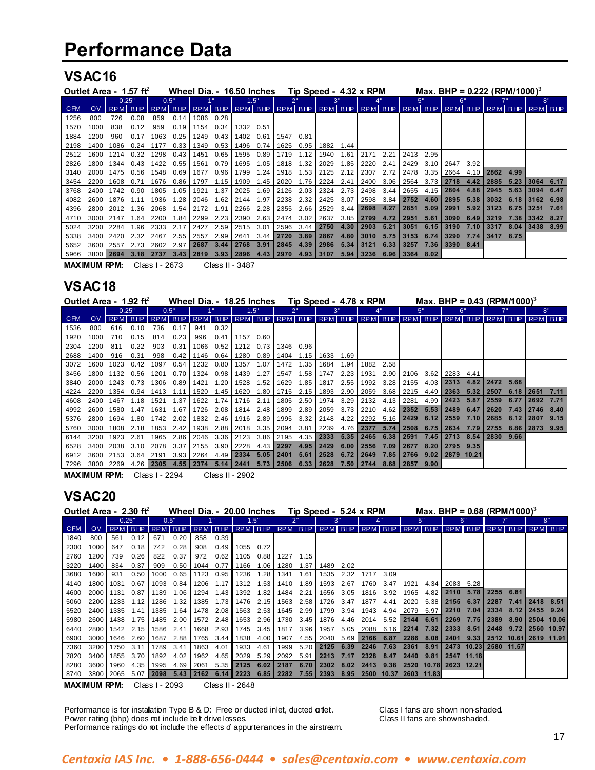# Performance Data

## VSAC16

Outlet Area - 1.57 ft² Wheel Dia. - 16.50 Inches Tip Speed - 4.32 x RPM Max. BHP = 0.222 (RPM/1000)³

| | | 0.25" | | 0.5" | | 1" | | 1.5" | | 2" | | 3" | | 4" | | 5" | | 6" | | 7" | | 8" | |
|---|---|---|---|---|---|---|---|---|---|---|---|---|---|---|---|---|---|---|---|---|---|---|---|
| CFM | OV | RPM | BHP | RPM | BHP | RPM | BHP | RPM | BHP | RPM | BHP | RPM | BHP | RPM | BHP | RPM | BHP | RPM | BHP | RPM | BHP | RPM | BHP |
| 1256 | 800 | 726 | 0.08 | 859 | 0.14 | 1086 | 0.28 | | | | | | | | | | | | | | | | |
| 1570 | 1000 | 838 | 0.12 | 959 | 0.19 | 1154 | 0.34 | 1332 | 0.51 | | | | | | | | | | | | | | |
| 1884 | 1200 | 960 | 0.17 | 1063 | 0.25 | 1249 | 0.43 | 1402 | 0.61 | 1547 | 0.81 | | | | | | | | | | | | |
| 2198 | 1400 | 1086 | 0.24 | 1177 | 0.33 | 1349 | 0.53 | 1496 | 0.74 | 1625 | 0.95 | 1882 | 1.44 | | | | | | | | | | |
| 2512 | 1600 | 1214 | 0.32 | 1298 | 0.43 | 1451 | 0.65 | 1595 | 0.89 | 1719 | 1.12 | 1940 | 1.61 | 2171 | 2.21 | 2413 | 2.95 | | | | | | |
| 2826 | 1800 | 1344 | 0.43 | 1422 | 0.55 | 1561 | 0.79 | 1695 | 1.05 | 1818 | 1.32 | 2029 | 1.85 | 2220 | 2.41 | 2429 | 3.10 | 2647 | 3.92 | | | | |
| 3140 | 2000 | 1475 | 0.56 | 1548 | 0.69 | 1677 | 0.96 | 1799 | 1.24 | 1918 | 1.53 | 2125 | 2.12 | 2307 | 2.72 | 2478 | 3.35 | 2664 | 4.10 | 2862 | 4.99 | | |
| 3454 | 2200 | 1608 | 0.71 | 1676 | 0.86 | 1797 | 1.15 | 1909 | 1.45 | 2020 | 1.76 | 2224 | 2.41 | 2400 | 3.06 | 2564 | 3.73 | 2718 | 4.42 | 2885 | 5.23 | 3064 | 6.17 |
| 3768 | 2400 | 1742 | 0.90 | 1805 | 1.05 | 1921 | 1.37 | 2025 | 1.69 | 2126 | 2.03 | 2324 | 2.73 | 2498 | 3.44 | 2655 | 4.15 | 2804 | 4.88 | 2945 | 5.63 | 3094 | 6.47 |
| 4082 | 2600 | 1876 | 1.11 | 1936 | 1.28 | 2046 | 1.62 | 2144 | 1.97 | 2238 | 2.32 | 2425 | 3.07 | 2598 | 3.84 | 2752 | 4.60 | 2895 | 5.38 | 3032 | 6.18 | 3162 | 6.98 |
| 4396 | 2800 | 2012 | 1.36 | 2068 | 1.54 | 2172 | 1.91 | 2266 | 2.28 | 2355 | 2.66 | 2529 | 3.44 | 2698 | 4.27 | 2851 | 5.09 | 2991 | 5.92 | 3123 | 6.75 | 3251 | 7.61 |
| 4710 | 3000 | 2147 | 1.64 | 2200 | 1.84 | 2299 | 2.23 | 2390 | 2.63 | 2474 | 3.02 | 2637 | 3.85 | 2799 | 4.72 | 2951 | 5.61 | 3090 | 6.49 | 3219 | 7.38 | 3342 | 8.27 |
| 5024 | 3200 | 2284 | 1.96 | 2333 | 2.17 | 2427 | 2.59 | 2515 | 3.01 | 2596 | 3.44 | 2750 | 4.30 | 2903 | 5.21 | 3051 | 6.15 | 3190 | 7.10 | 3317 | 8.04 | 3438 | 8.99 |
| 5338 | 3400 | 2420 | 2.32 | 2467 | 2.55 | 2557 | 2.99 | 2641 | 3.44 | 2720 | 3.89 | 2867 | 4.80 | 3010 | 5.75 | 3153 | 6.74 | 3290 | 7.74 | 3417 | 8.75 | | |
| 5652 | 3600 | 2557 | 2.73 | 2602 | 2.97 | 2687 | 3.44 | 2768 | 3.91 | 2845 | 4.39 | 2986 | 5.34 | 3121 | 6.33 | 3257 | 7.36 | 3390 | 8.41 | | | | |
| 5966 | 3800 | 2694 | 3.18 | 2737 | 3.43 | 2819 | 3.93 | 2896 | 4.43 | 2970 | 4.93 | 3107 | 5.94 | 3236 | 6.96 | 3364 | 8.02 | | | | | | |

**MAXIMUM RPM:** Class I - 2673 Class II - 3487

## VSAC18

Outlet Area - 1.92 ft² Wheel Dia. - 18.25 Inches Tip Speed - 4.78 x RPM Max. BHP = 0.43 (RPM/1000)³

| | | 0.25" | | 0.5" | | 1" | | 1.5" | | 2" | | 3" | | 4" | | 5" | | 6" | | 7" | | 8" | |
|---|---|---|---|---|---|---|---|---|---|---|---|---|---|---|---|---|---|---|---|---|---|---|---|
| CFM | OV | RPM | BHP | RPM | BHP | RPM | BHP | RPM | BHP | RPM | BHP | RPM | BHP | RPM | BHP | RPM | BHP | RPM | BHP | RPM | BHP | RPM | BHP |
| 1536 | 800 | 616 | 0.10 | 736 | 0.17 | 941 | 0.32 | | | | | | | | | | | | | | | | |
| 1920 | 1000 | 710 | 0.15 | 814 | 0.23 | 996 | 0.41 | 1157 | 0.60 | | | | | | | | | | | | | | |
| 2304 | 1200 | 811 | 0.22 | 903 | 0.31 | 1066 | 0.52 | 1212 | 0.73 | 1346 | 0.96 | | | | | | | | | | | | |
| 2688 | 1400 | 916 | 0.31 | 998 | 0.42 | 1146 | 0.64 | 1280 | 0.89 | 1404 | 1.15 | 1633 | 1.69 | | | | | | | | | | |
| 3072 | 1600 | 1023 | 0.42 | 1097 | 0.54 | 1232 | 0.80 | 1357 | 1.07 | 1472 | 1.35 | 1684 | 1.94 | 1882 | 2.58 | | | | | | | | |
| 3456 | 1800 | 1132 | 0.56 | 1201 | 0.70 | 1324 | 0.98 | 1439 | 1.27 | 1547 | 1.58 | 1747 | 2.23 | 1931 | 2.90 | 2106 | 3.62 | 2283 | 4.41 | | | | |
| 3840 | 2000 | 1243 | 0.73 | 1306 | 0.89 | 1421 | 1.20 | 1528 | 1.52 | 1629 | 1.85 | 1817 | 2.55 | 1992 | 3.28 | 2155 | 4.03 | 2313 | 4.82 | 2472 | 5.68 | | |
| 4224 | 2200 | 1354 | 0.94 | 1413 | 1.11 | 1520 | 1.45 | 1620 | 1.80 | 1715 | 2.15 | 1893 | 2.90 | 2059 | 3.68 | 2215 | 4.49 | 2363 | 5.32 | 2507 | 6.18 | 2651 | 7.11 |
| 4608 | 2400 | 1467 | 1.18 | 1521 | 1.37 | 1622 | 1.74 | 1716 | 2.11 | 1805 | 2.50 | 1974 | 3.29 | 2132 | 4.13 | 2281 | 4.99 | 2423 | 5.87 | 2559 | 6.77 | 2692 | 7.71 |
| 4992 | 2600 | 1580 | 1.47 | 1631 | 1.67 | 1726 | 2.08 | 1814 | 2.48 | 1899 | 2.89 | 2059 | 3.73 | 2210 | 4.62 | 2352 | 5.53 | 2489 | 6.47 | 2620 | 7.43 | 2746 | 8.40 |
| 5376 | 2800 | 1694 | 1.80 | 1742 | 2.02 | 1832 | 2.46 | 1916 | 2.89 | 1995 | 3.32 | 2148 | 4.22 | 2292 | 5.16 | 2429 | 6.12 | 2559 | 7.10 | 2685 | 8.12 | 2807 | 9.15 |
| 5760 | 3000 | 1808 | 2.18 | 1853 | 2.42 | 1938 | 2.88 | 2018 | 3.35 | 2094 | 3.81 | 2239 | 4.76 | 2377 | 5.74 | 2508 | 6.75 | 2634 | 7.79 | 2755 | 8.86 | 2873 | 9.95 |
| 6144 | 3200 | 1923 | 2.61 | 1965 | 2.86 | 2046 | 3.36 | 2123 | 3.86 | 2195 | 4.35 | 2333 | 5.35 | 2465 | 6.38 | 2591 | 7.45 | 2713 | 8.54 | 2830 | 9.66 | | |
| 6528 | 3400 | 2038 | 3.10 | 2078 | 3.37 | 2155 | 3.90 | 2228 | 4.43 | 2297 | 4.95 | 2429 | 6.00 | 2556 | 7.09 | 2677 | 8.20 | 2795 | 9.35 | | | | |
| 6912 | 3600 | 2153 | 3.64 | 2191 | 3.93 | 2264 | 4.49 | 2334 | 5.05 | 2401 | 5.61 | 2528 | 6.72 | 2649 | 7.85 | 2766 | 9.02 | 2879 | 10.21 | | | | |
| 7296 | 3800 | 2269 | 4.26 | 2305 | 4.55 | 2374 | 5.14 | 2441 | 5.73 | 2506 | 6.33 | 2628 | 7.50 | 2744 | 8.68 | 2857 | 9.90 | | | | | | |

**MAXIMUM RPM:** Class I - 2294 Class II - 2902

## VSAC20

Outlet Area - 2.30 ft² Wheel Dia. - 20.00 Inches Tip Speed - 5.24 x RPM Max. BHP = 0.68 (RPM/1000)³

| | | 0.25" | | 0.5" | | 1" | | 1.5" | | 2" | | 3" | | 4" | | 5" | | 6" | | 7" | | 8" | |
|---|---|---|---|---|---|---|---|---|---|---|---|---|---|---|---|---|---|---|---|---|---|---|---|
| CFM | OV | RPM | BHP | RPM | BHP | RPM | BHP | RPM | BHP | RPM | BHP | RPM | BHP | RPM | BHP | RPM | BHP | RPM | BHP | RPM | BHP | RPM | BHP |
| 1840 | 800 | 561 | 0.12 | 671 | 0.20 | 858 | 0.39 | | | | | | | | | | | | | | | | |
| 2300 | 1000 | 647 | 0.18 | 742 | 0.28 | 908 | 0.49 | 1055 | 0.72 | | | | | | | | | | | | | | |
| 2760 | 1200 | 739 | 0.26 | 822 | 0.37 | 972 | 0.62 | 1105 | 0.88 | 1227 | 1.15 | | | | | | | | | | | | |
| 3220 | 1400 | 834 | 0.37 | 909 | 0.50 | 1044 | 0.77 | 1166 | 1.06 | 1280 | 1.37 | 1489 | 2.02 | | | | | | | | | | |
| 3680 | 1600 | 931 | 0.50 | 1000 | 0.65 | 1123 | 0.95 | 1236 | 1.28 | 1341 | 1.61 | 1535 | 2.32 | 1717 | 3.09 | | | | | | | | |
| 4140 | 1800 | 1031 | 0.67 | 1093 | 0.84 | 1206 | 1.17 | 1312 | 1.53 | 1410 | 1.89 | 1593 | 2.67 | 1760 | 3.47 | 1921 | 4.34 | 2083 | 5.28 | | | | |
| 4600 | 2000 | 1131 | 0.87 | 1189 | 1.06 | 1294 | 1.43 | 1392 | 1.82 | 1484 | 2.21 | 1656 | 3.05 | 1816 | 3.92 | 1965 | 4.82 | 2110 | 5.78 | 2255 | 6.81 | | |
| 5060 | 2200 | 1233 | 1.12 | 1286 | 1.32 | 1385 | 1.73 | 1476 | 2.15 | 1563 | 2.58 | 1726 | 3.47 | 1877 | 4.41 | 2020 | 5.38 | 2155 | 6.37 | 2287 | 7.41 | 2418 | 8.51 |
| 5520 | 2400 | 1335 | 1.41 | 1385 | 1.64 | 1478 | 2.08 | 1563 | 2.53 | 1645 | 2.99 | 1799 | 3.94 | 1943 | 4.94 | 2079 | 5.97 | 2210 | 7.04 | 2334 | 8.12 | 2455 | 9.24 |
| 5980 | 2600 | 1438 | 1.75 | 1485 | 2.00 | 1572 | 2.48 | 1653 | 2.96 | 1730 | 3.45 | 1876 | 4.46 | 2014 | 5.52 | 2144 | 6.61 | 2269 | 7.75 | 2389 | 8.90 | 2504 | 10.06 |
| 6440 | 2800 | 1542 | 2.15 | 1586 | 2.41 | 1668 | 2.93 | 1745 | 3.45 | 1817 | 3.96 | 1957 | 5.05 | 2088 | 6.16 | 2214 | 7.32 | 2333 | 8.51 | 2448 | 9.72 | 2560 | 10.97 |
| 6900 | 3000 | 1646 | 2.60 | 1687 | 2.88 | 1765 | 3.44 | 1838 | 4.00 | 1907 | 4.55 | 2040 | 5.69 | 2166 | 6.87 | 2286 | 8.08 | 2401 | 9.33 | 2512 | 10.61 | 2619 | 11.91 |
| 7360 | 3200 | 1750 | 3.11 | 1789 | 3.41 | 1863 | 4.01 | 1933 | 4.61 | 1999 | 5.20 | 2125 | 6.39 | 2246 | 7.63 | 2361 | 8.91 | 2473 | 10.23 | 2580 | 11.57 | | |
| 7820 | 3400 | 1855 | 3.70 | 1892 | 4.02 | 1962 | 4.65 | 2029 | 5.29 | 2092 | 5.91 | 2213 | 7.17 | 2328 | 8.47 | 2440 | 9.81 | 2547 | 11.18 | | | | |
| 8280 | 3600 | 1960 | 4.35 | 1995 | 4.69 | 2061 | 5.35 | 2125 | 6.02 | 2187 | 6.70 | 2302 | 8.02 | 2413 | 9.38 | 2520 | 10.78 | 2623 | 12.21 | | | | |
| 8740 | 3800 | 2065 | 5.07 | 2098 | 5.43 | 2162 | 6.14 | 2223 | 6.85 | 2282 | 7.55 | 2393 | 8.95 | 2500 | 10.37 | 2603 | 11.83 | | | | | | |

**MAXIMUM RPM:** Class I - 2093 Class II - 2648

Performance is for installation Type B & D: Free or ducted inlet, ducted outlet.
Power rating (bhp) does not include belt drive losses.
Performance ratings do not include the effects of appurtenances in the airstream.

Class I fans are shown non-shaded.
Class II fans are shown shaded.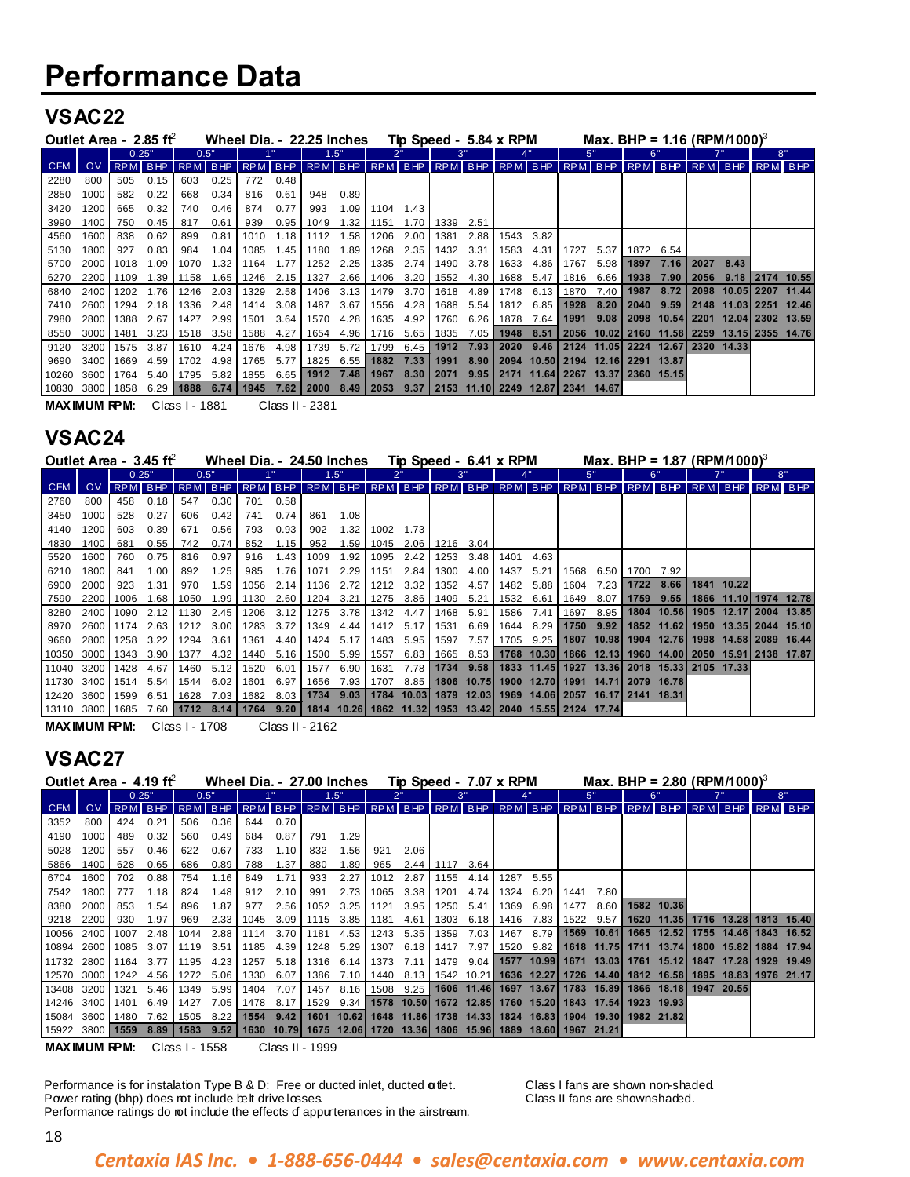# Performance Data

## VSAC22

Outlet Area - 2.85 ft$^2$ Wheel Dia. - 22.25 Inches Tip Speed - 5.84 x RPM Max. BHP = 1.16 (RPM/1000)$^3$

| | | 0.25" | | 0.5" | | 1" | | 1.5" | | 2" | | 3" | | 4" | | 5" | | 6" | | 7" | | 8" | |
|---|---|---|---|---|---|---|---|---|---|---|---|---|---|---|---|---|---|---|---|---|---|---|---|
| CFM | OV | RPM | BHP | RPM | BHP | RPM | BHP | RPM | BHP | RPM | BHP | RPM | BHP | RPM | BHP | RPM | BHP | RPM | BHP | RPM | BHP | RPM | BHP |
| 2280 | 800 | 505 | 0.15 | 603 | 0.25 | 772 | 0.48 | | | | | | | | | | | | | | | | |
| 2850 | 1000 | 582 | 0.22 | 668 | 0.34 | 816 | 0.61 | 948 | 0.89 | | | | | | | | | | | | | | |
| 3420 | 1200 | 665 | 0.32 | 740 | 0.46 | 874 | 0.77 | 993 | 1.09 | 1104 | 1.43 | | | | | | | | | | | | |
| 3990 | 1400 | 750 | 0.45 | 817 | 0.61 | 939 | 0.95 | 1049 | 1.32 | 1151 | 1.70 | 1339 | 2.51 | | | | | | | | | | |
| 4560 | 1600 | 838 | 0.62 | 899 | 0.81 | 1010 | 1.18 | 1112 | 1.58 | 1206 | 2.00 | 1381 | 2.88 | 1543 | 3.82 | | | | | | | | |
| 5130 | 1800 | 927 | 0.83 | 984 | 1.04 | 1085 | 1.45 | 1180 | 1.89 | 1268 | 2.35 | 1432 | 3.31 | 1583 | 4.31 | 1727 | 5.37 | 1872 | 6.54 | | | | |
| 5700 | 2000 | 1018 | 1.09 | 1070 | 1.32 | 1164 | 1.77 | 1252 | 2.25 | 1335 | 2.74 | 1490 | 3.78 | 1633 | 4.86 | 1767 | 5.98 | 1897 | 7.16 | 2027 | 8.43 | | |
| 6270 | 2200 | 1109 | 1.39 | 1158 | 1.65 | 1246 | 2.15 | 1327 | 2.66 | 1406 | 3.20 | 1552 | 4.30 | 1688 | 5.47 | 1816 | 6.66 | 1938 | 7.90 | 2056 | 9.18 | 2174 | 10.55 |
| 6840 | 2400 | 1202 | 1.76 | 1246 | 2.03 | 1329 | 2.58 | 1406 | 3.13 | 1479 | 3.70 | 1618 | 4.89 | 1748 | 6.13 | 1870 | 7.40 | 1987 | 8.72 | 2098 | 10.05 | 2207 | 11.44 |
| 7410 | 2600 | 1294 | 2.18 | 1336 | 2.48 | 1414 | 3.08 | 1487 | 3.67 | 1556 | 4.28 | 1688 | 5.54 | 1812 | 6.85 | 1928 | 8.20 | 2040 | 9.59 | 2148 | 11.03 | 2251 | 12.46 |
| 7980 | 2800 | 1388 | 2.67 | 1427 | 2.99 | 1501 | 3.64 | 1570 | 4.28 | 1635 | 4.92 | 1760 | 6.26 | 1878 | 7.64 | 1991 | 9.08 | 2098 | 10.54 | 2201 | 12.04 | 2302 | 13.59 |
| 8550 | 3000 | 1481 | 3.23 | 1518 | 3.58 | 1588 | 4.27 | 1654 | 4.96 | 1716 | 5.65 | 1835 | 7.05 | 1948 | 8.51 | 2056 | 10.02 | 2160 | 11.58 | 2259 | 13.15 | 2355 | 14.76 |
| 9120 | 3200 | 1575 | 3.87 | 1610 | 4.24 | 1676 | 4.98 | 1739 | 5.72 | 1799 | 6.45 | 1912 | 7.93 | 2020 | 9.46 | 2124 | 11.05 | 2224 | 12.67 | 2320 | 14.33 | | |
| 9690 | 3400 | 1669 | 4.59 | 1702 | 4.98 | 1765 | 5.77 | 1825 | 6.55 | 1882 | 7.33 | 1991 | 8.90 | 2094 | 10.50 | 2194 | 12.16 | 2291 | 13.87 | | | | |
| 10260 | 3600 | 1764 | 5.40 | 1795 | 5.82 | 1855 | 6.65 | 1912 | 7.48 | 1967 | 8.30 | 2071 | 9.95 | 2171 | 11.64 | 2267 | 13.37 | 2360 | 15.15 | | | | |
| 10830 | 3800 | 1858 | 6.29 | 1888 | 6.74 | 1945 | 7.62 | 2000 | 8.49 | 2053 | 9.37 | 2153 | 11.10 | 2249 | 12.87 | 2341 | 14.67 | | | | | | |

**MAXIMUM RPM:** Class I - 1881 Class II - 2381

## VSAC24

Outlet Area - 3.45 ft$^2$ Wheel Dia. - 24.50 Inches Tip Speed - 6.41 x RPM Max. BHP = 1.87 (RPM/1000)$^3$

| | | 0.25" | | 0.5" | | 1" | | 1.5" | | 2" | | 3" | | 4" | | 5" | | 6" | | 7" | | 8" | |
|---|---|---|---|---|---|---|---|---|---|---|---|---|---|---|---|---|---|---|---|---|---|---|---|
| CFM | OV | RPM | BHP | RPM | BHP | RPM | BHP | RPM | BHP | RPM | BHP | RPM | BHP | RPM | BHP | RPM | BHP | RPM | BHP | RPM | BHP | RPM | BHP |
| 2760 | 800 | 458 | 0.18 | 547 | 0.30 | 701 | 0.58 | | | | | | | | | | | | | | | | |
| 3450 | 1000 | 528 | 0.27 | 606 | 0.42 | 741 | 0.74 | 861 | 1.08 | | | | | | | | | | | | | | |
| 4140 | 1200 | 603 | 0.39 | 671 | 0.56 | 793 | 0.93 | 902 | 1.32 | 1002 | 1.73 | | | | | | | | | | | | |
| 4830 | 1400 | 681 | 0.55 | 742 | 0.74 | 852 | 1.15 | 952 | 1.59 | 1045 | 2.06 | 1216 | 3.04 | | | | | | | | | | |
| 5520 | 1600 | 760 | 0.75 | 816 | 0.97 | 916 | 1.43 | 1009 | 1.92 | 1095 | 2.42 | 1253 | 3.48 | 1401 | 4.63 | | | | | | | | |
| 6210 | 1800 | 841 | 1.00 | 892 | 1.25 | 985 | 1.76 | 1071 | 2.29 | 1151 | 2.84 | 1300 | 4.00 | 1437 | 5.21 | 1568 | 6.50 | 1700 | 7.92 | | | | |
| 6900 | 2000 | 923 | 1.31 | 970 | 1.59 | 1056 | 2.14 | 1136 | 2.72 | 1212 | 3.32 | 1352 | 4.57 | 1482 | 5.88 | 1604 | 7.23 | 1722 | 8.66 | 1841 | 10.22 | | |
| 7590 | 2200 | 1006 | 1.68 | 1050 | 1.99 | 1130 | 2.60 | 1204 | 3.21 | 1275 | 3.86 | 1409 | 5.21 | 1532 | 6.61 | 1649 | 8.07 | 1759 | 9.55 | 1866 | 11.10 | 1974 | 12.78 |
| 8280 | 2400 | 1090 | 2.12 | 1130 | 2.45 | 1206 | 3.12 | 1275 | 3.78 | 1342 | 4.47 | 1468 | 5.91 | 1586 | 7.41 | 1697 | 8.95 | 1804 | 10.56 | 1905 | 12.17 | 2004 | 13.85 |
| 8970 | 2600 | 1174 | 2.63 | 1212 | 3.00 | 1283 | 3.72 | 1349 | 4.44 | 1412 | 5.17 | 1531 | 6.69 | 1644 | 8.29 | 1750 | 9.92 | 1852 | 11.62 | 1950 | 13.35 | 2044 | 15.10 |
| 9660 | 2800 | 1258 | 3.22 | 1294 | 3.61 | 1361 | 4.40 | 1424 | 5.17 | 1483 | 5.95 | 1597 | 7.57 | 1705 | 9.25 | 1807 | 10.98 | 1904 | 12.76 | 1998 | 14.58 | 2089 | 16.44 |
| 10350 | 3000 | 1343 | 3.90 | 1377 | 4.32 | 1440 | 5.16 | 1500 | 5.99 | 1557 | 6.83 | 1665 | 8.53 | 1768 | 10.30 | 1866 | 12.13 | 1960 | 14.00 | 2050 | 15.91 | 2138 | 17.87 |
| 11040 | 3200 | 1428 | 4.67 | 1460 | 5.12 | 1520 | 6.01 | 1577 | 6.90 | 1631 | 7.78 | 1734 | 9.58 | 1833 | 11.45 | 1927 | 13.36 | 2018 | 15.33 | 2105 | 17.33 | | |
| 11730 | 3400 | 1514 | 5.54 | 1544 | 6.02 | 1601 | 6.97 | 1656 | 7.93 | 1707 | 8.85 | 1806 | 10.75 | 1900 | 12.70 | 1991 | 14.71 | 2079 | 16.78 | | | | |
| 12420 | 3600 | 1599 | 6.51 | 1628 | 7.03 | 1682 | 8.03 | 1734 | 9.03 | 1784 | 10.03 | 1879 | 12.03 | 1969 | 14.06 | 2057 | 16.17 | 2141 | 18.31 | | | | |
| 13110 | 3800 | 1685 | 7.60 | 1712 | 8.14 | 1764 | 9.20 | 1814 | 10.26 | 1862 | 11.32 | 1953 | 13.42 | 2040 | 15.55 | 2124 | 17.74 | | | | | | |

**MAXIMUM RPM:** Class I - 1708 Class II - 2162

## VSAC27

Outlet Area - 4.19 ft$^2$ Wheel Dia. - 27.00 Inches Tip Speed - 7.07 x RPM Max. BHP = 2.80 (RPM/1000)$^3$

| | | 0.25" | | 0.5" | | 1" | | 1.5" | | 2" | | 3" | | 4" | | 5" | | 6" | | 7" | | 8" | |
|---|---|---|---|---|---|---|---|---|---|---|---|---|---|---|---|---|---|---|---|---|---|---|---|
| CFM | OV | RPM | BHP | RPM | BHP | RPM | BHP | RPM | BHP | RPM | BHP | RPM | BHP | RPM | BHP | RPM | BHP | RPM | BHP | RPM | BHP | RPM | BHP |
| 3352 | 800 | 424 | 0.21 | 506 | 0.36 | 644 | 0.70 | | | | | | | | | | | | | | | | |
| 4190 | 1000 | 489 | 0.32 | 560 | 0.49 | 684 | 0.87 | 791 | 1.29 | | | | | | | | | | | | | | |
| 5028 | 1200 | 557 | 0.46 | 622 | 0.67 | 733 | 1.10 | 832 | 1.56 | 921 | 2.06 | | | | | | | | | | | | |
| 5866 | 1400 | 628 | 0.65 | 686 | 0.89 | 788 | 1.37 | 880 | 1.89 | 965 | 2.44 | 1117 | 3.64 | | | | | | | | | | |
| 6704 | 1600 | 702 | 0.88 | 754 | 1.16 | 849 | 1.71 | 933 | 2.27 | 1012 | 2.87 | 1155 | 4.14 | 1287 | 5.55 | | | | | | | | |
| 7542 | 1800 | 777 | 1.18 | 824 | 1.48 | 912 | 2.10 | 991 | 2.73 | 1065 | 3.38 | 1201 | 4.74 | 1324 | 6.20 | 1441 | 7.80 | | | | | | |
| 8380 | 2000 | 853 | 1.54 | 896 | 1.87 | 977 | 2.56 | 1052 | 3.25 | 1121 | 3.95 | 1250 | 5.41 | 1369 | 6.96 | 1477 | 8.60 | 1582 | 10.36 | | | | |
| 9218 | 2200 | 930 | 1.97 | 969 | 2.33 | 1045 | 3.09 | 1115 | 3.85 | 1181 | 4.61 | 1303 | 6.18 | 1416 | 7.83 | 1522 | 9.57 | 1620 | 11.35 | 1716 | 13.28 | 1813 | 15.40 |
| 10056 | 2400 | 1007 | 2.48 | 1044 | 2.88 | 1114 | 3.70 | 1181 | 4.53 | 1243 | 5.35 | 1359 | 7.03 | 1467 | 8.79 | 1569 | 10.61 | 1665 | 12.52 | 1755 | 14.46 | 1843 | 16.52 |
| 10894 | 2600 | 1085 | 3.07 | 1119 | 3.51 | 1185 | 4.39 | 1248 | 5.29 | 1307 | 6.18 | 1417 | 7.97 | 1520 | 9.82 | 1618 | 11.75 | 1711 | 13.74 | 1800 | 15.82 | 1884 | 17.94 |
| 11732 | 2800 | 1164 | 3.77 | 1195 | 4.23 | 1257 | 5.18 | 1316 | 6.14 | 1373 | 7.11 | 1479 | 9.04 | 1577 | 10.99 | 1671 | 13.03 | 1761 | 15.12 | 1847 | 17.28 | 1929 | 19.49 |
| 12570 | 3000 | 1242 | 4.56 | 1272 | 5.06 | 1330 | 6.07 | 1386 | 7.10 | 1440 | 8.13 | 1542 | 10.21 | 1636 | 12.27 | 1726 | 14.40 | 1812 | 16.58 | 1895 | 18.83 | 1976 | 21.17 |
| 13408 | 3200 | 1321 | 5.46 | 1349 | 5.99 | 1404 | 7.07 | 1457 | 8.16 | 1508 | 9.25 | 1606 | 11.46 | 1697 | 13.67 | 1783 | 15.89 | 1866 | 18.18 | 1947 | 20.55 | | |
| 14246 | 3400 | 1401 | 6.49 | 1427 | 7.05 | 1478 | 8.17 | 1529 | 9.34 | 1578 | 10.50 | 1672 | 12.85 | 1760 | 15.20 | 1843 | 17.54 | 1923 | 19.93 | | | | |
| 15084 | 3600 | 1480 | 7.62 | 1505 | 8.22 | 1554 | 9.42 | 1601 | 10.62 | 1648 | 11.86 | 1738 | 14.33 | 1824 | 16.83 | 1904 | 19.30 | 1982 | 21.82 | | | | |
| 15922 | 3800 | 1559 | 8.89 | 1583 | 9.52 | 1630 | 10.79 | 1675 | 12.06 | 1720 | 13.36 | 1806 | 15.96 | 1889 | 18.60 | 1967 | 21.21 | | | | | | |

**MAXIMUM RPM:** Class I - 1558 Class II - 1999

Performance is for installation Type B & D: Free or ducted inlet, ducted outlet.
Power rating (bhp) does not include belt drive losses.
Performance ratings do not include the effects of appurtenances in the airstream.

Class I fans are shown non-shaded.
Class II fans are shown shaded.

*Centaxia IAS Inc. • 1-888-656-0444 • sales@centaxia.com • www.centaxia.com*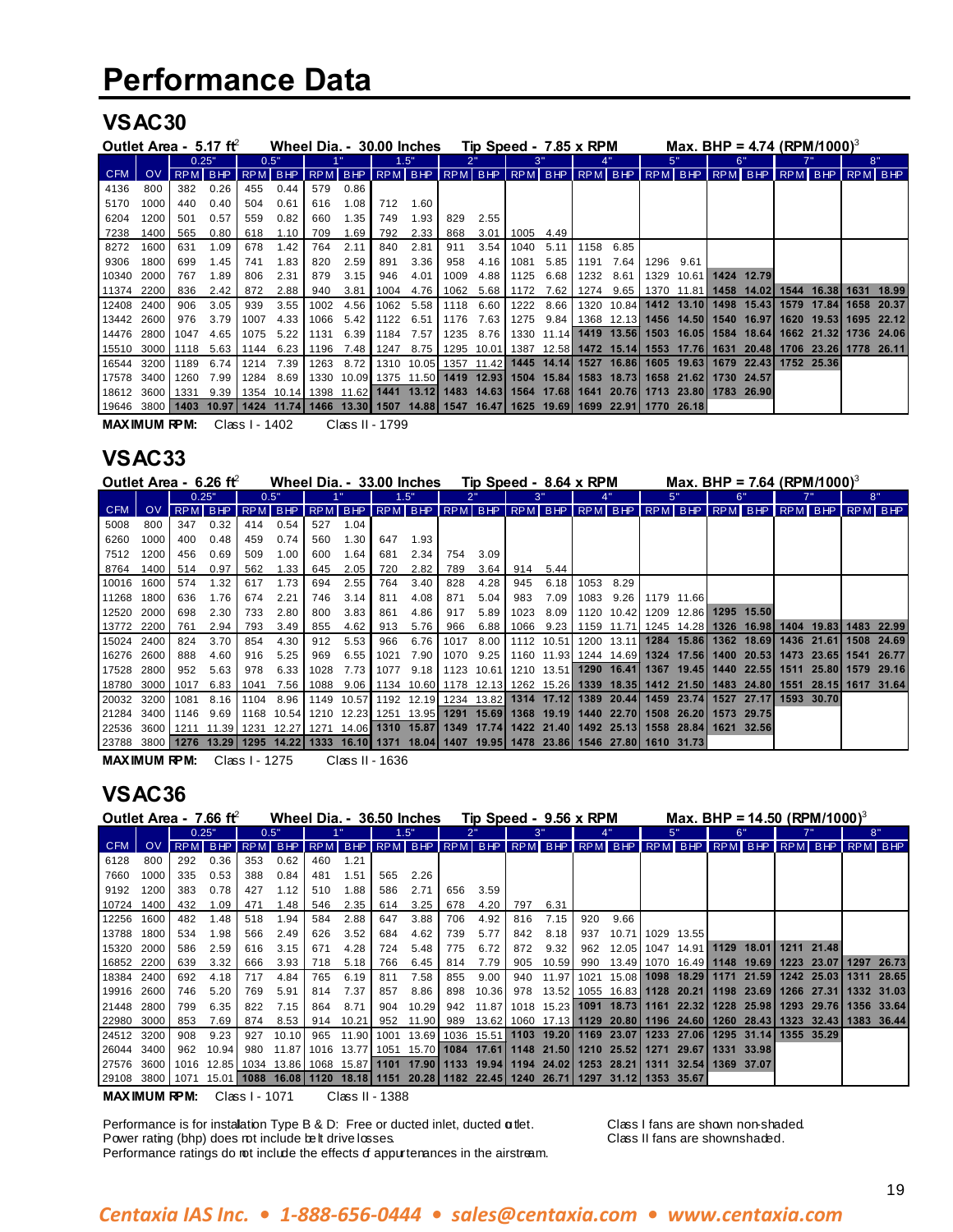# Performance Data

## VSAC30

Outlet Area - 5.17 ft$^2$ Wheel Dia. - 30.00 Inches Tip Speed - 7.85 x RPM Max. BHP = 4.74 (RPM/1000)$^3$

| | | 0.25" | | 0.5" | | 1" | | 1.5" | | 2" | | 3" | | 4" | | 5" | | 6" | | 7" | | 8" | |
|---|---|---|---|---|---|---|---|---|---|---|---|---|---|---|---|---|---|---|---|---|---|---|---|
| CFM | OV | RPM | BHP | RPM | BHP | RPM | BHP | RPM | BHP | RPM | BHP | RPM | BHP | RPM | BHP | RPM | BHP | RPM | BHP | RPM | BHP | RPM | BHP |
| 4136 | 800 | 382 | 0.26 | 455 | 0.44 | 579 | 0.86 | | | | | | | | | | | | | | | | |
| 5170 | 1000 | 440 | 0.40 | 504 | 0.61 | 616 | 1.08 | 712 | 1.60 | | | | | | | | | | | | | | |
| 6204 | 1200 | 501 | 0.57 | 559 | 0.82 | 660 | 1.35 | 749 | 1.93 | 829 | 2.55 | | | | | | | | | | | | |
| 7238 | 1400 | 565 | 0.80 | 618 | 1.10 | 709 | 1.69 | 792 | 2.33 | 868 | 3.01 | 1005 | 4.49 | | | | | | | | | | |
| 8272 | 1600 | 631 | 1.09 | 678 | 1.42 | 764 | 2.11 | 840 | 2.81 | 911 | 3.54 | 1040 | 5.11 | 1158 | 6.85 | | | | | | | | |
| 9306 | 1800 | 699 | 1.45 | 741 | 1.83 | 820 | 2.59 | 891 | 3.36 | 958 | 4.16 | 1081 | 5.85 | 1191 | 7.64 | 1296 | 9.61 | | | | | | |
| 10340 | 2000 | 767 | 1.89 | 806 | 2.31 | 879 | 3.15 | 946 | 4.01 | 1009 | 4.88 | 1125 | 6.68 | 1232 | 8.61 | 1329 | 10.61 | 1424 | 12.79 | | | | |
| 11374 | 2200 | 836 | 2.42 | 872 | 2.88 | 940 | 3.81 | 1004 | 4.76 | 1062 | 5.68 | 1172 | 7.62 | 1274 | 9.65 | 1370 | 11.81 | 1458 | 14.02 | 1544 | 16.38 | 1631 | 18.99 |
| 12408 | 2400 | 906 | 3.05 | 939 | 3.55 | 1002 | 4.56 | 1062 | 5.58 | 1118 | 6.60 | 1222 | 8.66 | 1320 | 10.84 | 1412 | 13.10 | 1498 | 15.43 | 1579 | 17.84 | 1658 | 20.37 |
| 13442 | 2600 | 976 | 3.79 | 1007 | 4.33 | 1066 | 5.42 | 1122 | 6.51 | 1176 | 7.63 | 1275 | 9.84 | 1368 | 12.13 | 1456 | 14.50 | 1540 | 16.97 | 1620 | 19.53 | 1695 | 22.12 |
| 14476 | 2800 | 1047 | 4.65 | 1075 | 5.22 | 1131 | 6.39 | 1184 | 7.57 | 1235 | 8.76 | 1330 | 11.14 | 1419 | 13.56 | 1503 | 16.05 | 1584 | 18.64 | 1662 | 21.32 | 1736 | 24.06 |
| 15510 | 3000 | 1118 | 5.63 | 1144 | 6.23 | 1196 | 7.48 | 1247 | 8.75 | 1295 | 10.01 | 1387 | 12.58 | 1472 | 15.14 | 1553 | 17.76 | 1631 | 20.48 | 1706 | 23.26 | 1778 | 26.11 |
| 16544 | 3200 | 1189 | 6.74 | 1214 | 7.39 | 1263 | 8.72 | 1310 | 10.05 | 1357 | 11.42 | 1445 | 14.14 | 1527 | 16.86 | 1605 | 19.63 | 1679 | 22.43 | 1752 | 25.36 | | |
| 17578 | 3400 | 1260 | 7.99 | 1284 | 8.69 | 1330 | 10.09 | 1375 | 11.50 | 1419 | 12.93 | 1504 | 15.84 | 1583 | 18.73 | 1658 | 21.62 | 1730 | 24.57 | | | | |
| 18612 | 3600 | 1331 | 9.39 | 1354 | 10.14 | 1398 | 11.62 | 1441 | 13.12 | 1483 | 14.63 | 1564 | 17.68 | 1641 | 20.76 | 1713 | 23.80 | 1783 | 26.90 | | | | |
| 19646 | 3800 | 1403 | 10.97 | 1424 | 11.74 | 1466 | 13.30 | 1507 | 14.88 | 1547 | 16.47 | 1625 | 19.69 | 1699 | 22.91 | 1770 | 26.18 | | | | | | |

**MAXIMUM RPM:** Class I - 1402 Class II - 1799

## VSAC33

Outlet Area - 6.26 ft$^2$ Wheel Dia. - 33.00 Inches Tip Speed - 8.64 x RPM Max. BHP = 7.64 (RPM/1000)$^3$

| | | 0.25" | | 0.5" | | 1" | | 1.5" | | 2" | | 3" | | 4" | | 5" | | 6" | | 7" | | 8" | |
|---|---|---|---|---|---|---|---|---|---|---|---|---|---|---|---|---|---|---|---|---|---|---|---|
| CFM | OV | RPM | BHP | RPM | BHP | RPM | BHP | RPM | BHP | RPM | BHP | RPM | BHP | RPM | BHP | RPM | BHP | RPM | BHP | RPM | BHP | RPM | BHP |
| 5008 | 800 | 347 | 0.32 | 414 | 0.54 | 527 | 1.04 | | | | | | | | | | | | | | | | |
| 6260 | 1000 | 400 | 0.48 | 459 | 0.74 | 560 | 1.30 | 647 | 1.93 | | | | | | | | | | | | | | |
| 7512 | 1200 | 456 | 0.69 | 509 | 1.00 | 600 | 1.64 | 681 | 2.34 | 754 | 3.09 | | | | | | | | | | | | |
| 8764 | 1400 | 514 | 0.97 | 562 | 1.33 | 645 | 2.05 | 720 | 2.82 | 789 | 3.64 | 914 | 5.44 | | | | | | | | | | |
| 10016 | 1600 | 574 | 1.32 | 617 | 1.73 | 694 | 2.55 | 764 | 3.40 | 828 | 4.28 | 945 | 6.18 | 1053 | 8.29 | | | | | | | | |
| 11268 | 1800 | 636 | 1.76 | 674 | 2.21 | 746 | 3.14 | 811 | 4.08 | 871 | 5.04 | 983 | 7.09 | 1083 | 9.26 | 1179 | 11.66 | | | | | | |
| 12520 | 2000 | 698 | 2.30 | 733 | 2.80 | 800 | 3.83 | 861 | 4.86 | 917 | 5.89 | 1023 | 8.09 | 1120 | 10.42 | 1209 | 12.86 | 1295 | 15.50 | | | | |
| 13772 | 2200 | 761 | 2.94 | 793 | 3.49 | 855 | 4.62 | 913 | 5.76 | 966 | 6.88 | 1066 | 9.23 | 1159 | 11.71 | 1245 | 14.28 | 1326 | 16.98 | 1404 | 19.83 | 1483 | 22.99 |
| 15024 | 2400 | 824 | 3.70 | 854 | 4.30 | 912 | 5.53 | 966 | 6.76 | 1017 | 8.00 | 1112 | 10.51 | 1200 | 13.11 | 1284 | 15.86 | 1362 | 18.69 | 1436 | 21.61 | 1508 | 24.69 |
| 16276 | 2600 | 888 | 4.60 | 916 | 5.25 | 969 | 6.55 | 1021 | 7.90 | 1070 | 9.25 | 1160 | 11.93 | 1244 | 14.69 | 1324 | 17.56 | 1400 | 20.53 | 1473 | 23.65 | 1541 | 26.77 |
| 17528 | 2800 | 952 | 5.63 | 978 | 6.33 | 1028 | 7.73 | 1077 | 9.18 | 1123 | 10.61 | 1210 | 13.51 | 1290 | 16.41 | 1367 | 19.45 | 1440 | 22.55 | 1511 | 25.80 | 1579 | 29.16 |
| 18780 | 3000 | 1017 | 6.83 | 1041 | 7.56 | 1088 | 9.06 | 1134 | 10.60 | 1178 | 12.13 | 1262 | 15.26 | 1339 | 18.35 | 1412 | 21.50 | 1483 | 24.80 | 1551 | 28.15 | 1617 | 31.64 |
| 20032 | 3200 | 1081 | 8.16 | 1104 | 8.96 | 1149 | 10.57 | 1192 | 12.19 | 1234 | 13.82 | 1314 | 17.12 | 1389 | 20.44 | 1459 | 23.74 | 1527 | 27.17 | 1593 | 30.70 | | |
| 21284 | 3400 | 1146 | 9.69 | 1168 | 10.54 | 1210 | 12.23 | 1251 | 13.95 | 1291 | 15.69 | 1368 | 19.19 | 1440 | 22.70 | 1508 | 26.20 | 1573 | 29.75 | | | | |
| 22536 | 3600 | 1211 | 11.39 | 1231 | 12.27 | 1271 | 14.06 | 1310 | 15.87 | 1349 | 17.74 | 1422 | 21.40 | 1492 | 25.13 | 1558 | 28.84 | 1621 | 32.56 | | | | |
| 23788 | 3800 | 1276 | 13.29 | 1295 | 14.22 | 1333 | 16.10 | 1371 | 18.04 | 1407 | 19.95 | 1478 | 23.86 | 1546 | 27.80 | 1610 | 31.73 | | | | | | |

**MAXIMUM RPM:** Class I - 1275 Class II - 1636

## VSAC36

Outlet Area - 7.66 ft$^2$ Wheel Dia. - 36.50 Inches Tip Speed - 9.56 x RPM Max. BHP = 14.50 (RPM/1000)$^3$

| | | 0.25" | | 0.5" | | 1" | | 1.5" | | 2" | | 3" | | 4" | | 5" | | 6" | | 7" | | 8" | |
|---|---|---|---|---|---|---|---|---|---|---|---|---|---|---|---|---|---|---|---|---|---|---|---|
| CFM | OV | RPM | BHP | RPM | BHP | RPM | BHP | RPM | BHP | RPM | BHP | RPM | BHP | RPM | BHP | RPM | BHP | RPM | BHP | RPM | BHP | RPM | BHP |
| 6128 | 800 | 292 | 0.36 | 353 | 0.62 | 460 | 1.21 | | | | | | | | | | | | | | | | |
| 7660 | 1000 | 335 | 0.53 | 388 | 0.84 | 481 | 1.51 | 565 | 2.26 | | | | | | | | | | | | | | |
| 9192 | 1200 | 383 | 0.78 | 427 | 1.12 | 510 | 1.88 | 586 | 2.71 | 656 | 3.59 | | | | | | | | | | | | |
| 10724 | 1400 | 432 | 1.09 | 471 | 1.48 | 546 | 2.35 | 614 | 3.25 | 678 | 4.20 | 797 | 6.31 | | | | | | | | | | |
| 12256 | 1600 | 482 | 1.48 | 518 | 1.94 | 584 | 2.88 | 647 | 3.88 | 706 | 4.92 | 816 | 7.15 | 920 | 9.66 | | | | | | | | |
| 13788 | 1800 | 534 | 1.98 | 566 | 2.49 | 626 | 3.52 | 684 | 4.62 | 739 | 5.77 | 842 | 8.18 | 937 | 10.71 | 1029 | 13.55 | | | | | | |
| 15320 | 2000 | 586 | 2.59 | 616 | 3.15 | 671 | 4.28 | 724 | 5.48 | 775 | 6.72 | 872 | 9.32 | 962 | 12.05 | 1047 | 14.91 | 1129 | 18.01 | 1211 | 21.48 | | |
| 16852 | 2200 | 639 | 3.32 | 666 | 3.93 | 718 | 5.18 | 766 | 6.45 | 814 | 7.79 | 905 | 10.59 | 990 | 13.49 | 1070 | 16.49 | 1148 | 19.69 | 1223 | 23.07 | 1297 | 26.73 |
| 18384 | 2400 | 692 | 4.18 | 717 | 4.84 | 765 | 6.19 | 811 | 7.58 | 855 | 9.00 | 940 | 11.97 | 1021 | 15.08 | 1098 | 18.29 | 1171 | 21.59 | 1242 | 25.03 | 1311 | 28.65 |
| 19916 | 2600 | 746 | 5.20 | 769 | 5.91 | 814 | 7.37 | 857 | 8.86 | 898 | 10.36 | 978 | 13.52 | 1055 | 16.83 | 1128 | 20.21 | 1198 | 23.69 | 1266 | 27.31 | 1332 | 31.03 |
| 21448 | 2800 | 799 | 6.35 | 822 | 7.15 | 864 | 8.71 | 904 | 10.29 | 942 | 11.87 | 1018 | 15.23 | 1091 | 18.73 | 1161 | 22.32 | 1228 | 25.98 | 1293 | 29.76 | 1356 | 33.64 |
| 22980 | 3000 | 853 | 7.69 | 874 | 8.53 | 914 | 10.21 | 952 | 11.90 | 989 | 13.62 | 1060 | 17.13 | 1129 | 20.80 | 1196 | 24.60 | 1260 | 28.43 | 1323 | 32.43 | 1383 | 36.44 |
| 24512 | 3200 | 908 | 9.23 | 927 | 10.10 | 965 | 11.90 | 1001 | 13.69 | 1036 | 15.51 | 1103 | 19.20 | 1169 | 23.07 | 1233 | 27.06 | 1295 | 31.14 | 1355 | 35.29 | | |
| 26044 | 3400 | 962 | 10.94 | 980 | 11.87 | 1016 | 13.77 | 1051 | 15.70 | 1084 | 17.61 | 1148 | 21.50 | 1210 | 25.52 | 1271 | 29.67 | 1331 | 33.98 | | | | |
| 27576 | 3600 | 1016 | 12.85 | 1034 | 13.86 | 1068 | 15.87 | 1101 | 17.90 | 1133 | 19.94 | 1194 | 24.02 | 1253 | 28.21 | 1311 | 32.54 | 1369 | 37.07 | | | | |
| 29108 | 3800 | 1071 | 15.01 | 1088 | 16.08 | 1120 | 18.18 | 1151 | 20.28 | 1182 | 22.45 | 1240 | 26.71 | 1297 | 31.12 | 1353 | 35.67 | | | | | | |

**MAXIMUM RPM:** Class I - 1071 Class II - 1388

Performance is for installation Type B & D: Free or ducted inlet, ducted outlet.
Power rating (bhp) does not include belt drive losses.
Performance ratings do not include the effects of appurtenances in the airstream.

Class I fans are shown non-shaded.
Class II fans are shown shaded.

*Centaxia IAS Inc. • 1-888-656-0444 • sales@centaxia.com • www.centaxia.com*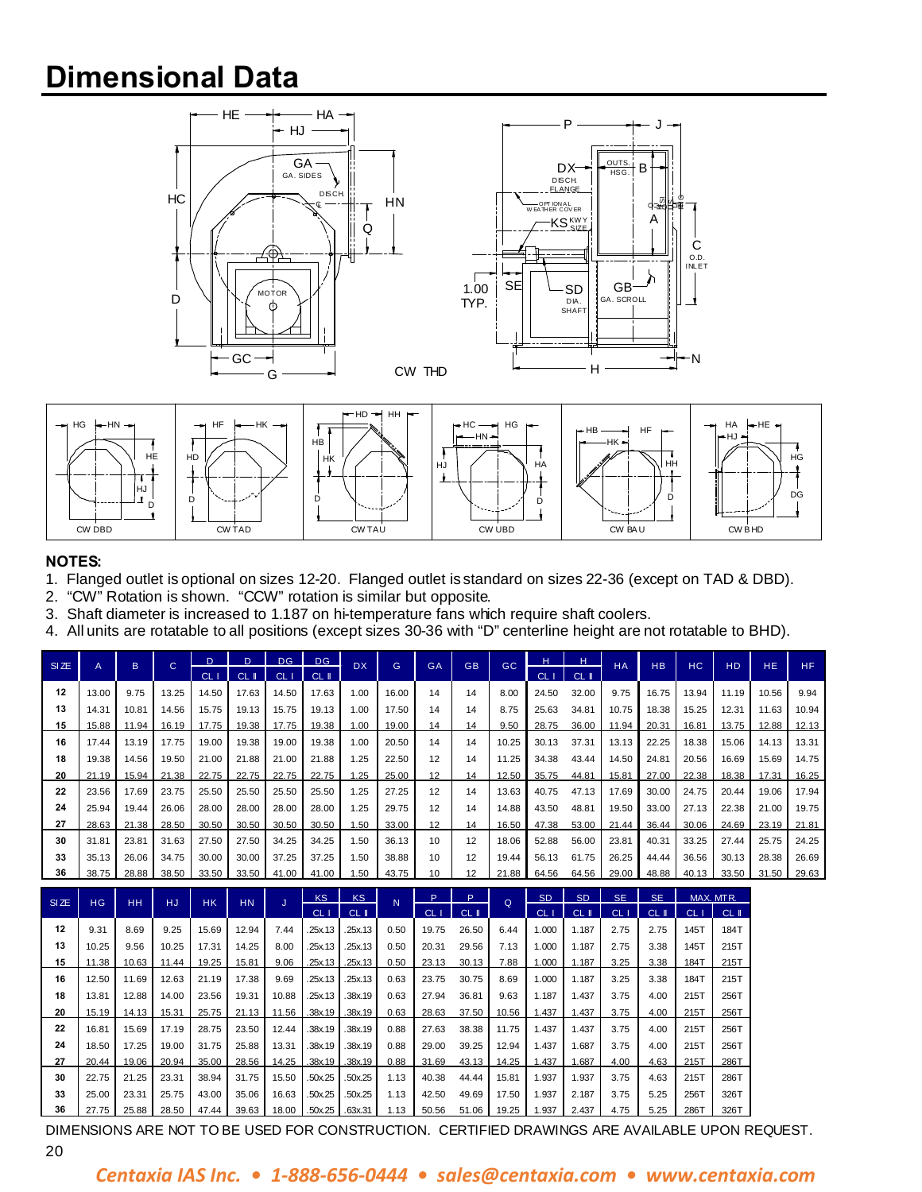# Dimensional Data

**NOTES:**

1. Flanged outlet is optional on sizes 12-20. Flanged outlet is standard on sizes 22-36 (except on TAD & DBD).
2. "CW" Rotation is shown. "CCW" rotation is similar but opposite.
3. Shaft diameter is increased to 1.187 on hi-temperature fans which require shaft coolers.
4. All units are rotatable to all positions (except sizes 30-36 with "D" centerline height are not rotatable to BHD).

| SIZE | A | B | C | D | D | DG | DG | DX | G | GA | GB | GC | H | H | HA | HB | HC | HD | HE | HF |
|---|---|---|---|---|---|---|---|---|---|---|---|---|---|---|---|---|---|---|---|---|
| | | | | CL I | CL II | CL I | CL II | | | | | | CL I | CL II | | | | | | |
| 12 | 13.00 | 9.75 | 13.25 | 14.50 | 17.63 | 14.50 | 17.63 | 1.00 | 16.00 | 14 | 14 | 8.00 | 24.50 | 32.00 | 9.75 | 16.75 | 13.94 | 11.19 | 10.56 | 9.94 |
| 13 | 14.31 | 10.81 | 14.56 | 15.75 | 19.13 | 15.75 | 19.13 | 1.00 | 17.50 | 14 | 14 | 8.75 | 25.63 | 34.81 | 10.75 | 18.38 | 15.25 | 12.31 | 11.63 | 10.94 |
| 15 | 15.88 | 11.94 | 16.19 | 17.75 | 19.38 | 17.75 | 19.38 | 1.00 | 19.00 | 14 | 14 | 9.50 | 28.75 | 36.00 | 11.94 | 20.31 | 16.81 | 13.75 | 12.88 | 12.13 |
| 16 | 17.44 | 13.19 | 17.75 | 19.00 | 19.38 | 19.00 | 19.38 | 1.00 | 20.50 | 14 | 14 | 10.25 | 30.13 | 37.31 | 13.13 | 22.25 | 18.38 | 15.06 | 14.13 | 13.31 |
| 18 | 19.38 | 14.56 | 19.50 | 21.00 | 21.88 | 21.00 | 21.88 | 1.25 | 22.50 | 12 | 14 | 11.25 | 34.38 | 43.44 | 14.50 | 24.81 | 20.56 | 16.69 | 15.69 | 14.75 |
| 20 | 21.19 | 15.94 | 21.38 | 22.75 | 22.75 | 22.75 | 22.75 | 1.25 | 25.00 | 12 | 14 | 12.50 | 35.75 | 44.81 | 15.81 | 27.00 | 22.38 | 18.38 | 17.31 | 16.25 |
| 22 | 23.56 | 17.69 | 23.75 | 25.50 | 25.50 | 25.50 | 25.50 | 1.25 | 27.25 | 12 | 14 | 13.63 | 40.75 | 47.13 | 17.69 | 30.00 | 24.75 | 20.44 | 19.06 | 17.94 |
| 24 | 25.94 | 19.44 | 26.06 | 28.00 | 28.00 | 28.00 | 28.00 | 1.25 | 29.75 | 12 | 14 | 14.88 | 43.50 | 48.81 | 19.50 | 33.00 | 27.13 | 22.38 | 21.00 | 19.75 |
| 27 | 28.63 | 21.38 | 28.50 | 30.50 | 30.50 | 30.50 | 30.50 | 1.50 | 33.00 | 12 | 14 | 16.50 | 47.38 | 53.00 | 21.44 | 36.44 | 30.06 | 24.69 | 23.19 | 21.81 |
| 30 | 31.81 | 23.81 | 31.63 | 27.50 | 27.50 | 34.25 | 34.25 | 1.50 | 36.13 | 10 | 12 | 18.06 | 52.88 | 56.00 | 23.81 | 40.31 | 33.25 | 27.44 | 25.75 | 24.25 |
| 33 | 35.13 | 26.06 | 34.75 | 30.00 | 30.00 | 37.25 | 37.25 | 1.50 | 38.88 | 10 | 12 | 19.44 | 56.13 | 61.75 | 26.25 | 44.44 | 36.56 | 30.13 | 28.38 | 26.69 |
| 36 | 38.75 | 28.88 | 38.50 | 33.50 | 33.50 | 41.00 | 41.00 | 1.50 | 43.75 | 10 | 12 | 21.88 | 64.56 | 64.56 | 29.00 | 48.88 | 40.13 | 33.50 | 31.50 | 29.63 |

| SIZE | HG | HH | HJ | HK | HN | J | KS | KS | N | P | P | Q | SD | SD | SE | SE | MAX. MTR. | |
|---|---|---|---|---|---|---|---|---|---|---|---|---|---|---|---|---|---|---|
| | | | | | | | CL I | CL II | | CL I | CL II | | CL I | CL II | CL I | CL II | CL I | CL II |
| 12 | 9.31 | 8.69 | 9.25 | 15.69 | 12.94 | 7.44 | .25x.13 | .25x.13 | 0.50 | 19.75 | 26.50 | 6.44 | 1.000 | 1.187 | 2.75 | 2.75 | 145T | 184T |
| 13 | 10.25 | 9.56 | 10.25 | 17.31 | 14.25 | 8.00 | .25x.13 | .25x.13 | 0.50 | 20.31 | 29.56 | 7.13 | 1.000 | 1.187 | 2.75 | 3.38 | 145T | 215T |
| 15 | 11.38 | 10.63 | 11.44 | 19.25 | 15.81 | 9.06 | .25x.13 | .25x.13 | 0.50 | 23.13 | 30.13 | 7.88 | 1.000 | 1.187 | 3.25 | 3.38 | 184T | 215T |
| 16 | 12.50 | 11.69 | 12.63 | 21.19 | 17.38 | 9.69 | .25x.13 | .25x.13 | 0.63 | 23.75 | 30.75 | 8.69 | 1.000 | 1.187 | 3.25 | 3.38 | 184T | 215T |
| 18 | 13.81 | 12.88 | 14.00 | 23.56 | 19.31 | 10.88 | .25x.13 | .38x.19 | 0.63 | 27.94 | 36.81 | 9.63 | 1.187 | 1.437 | 3.75 | 4.00 | 215T | 256T |
| 20 | 15.19 | 14.13 | 15.31 | 25.75 | 21.13 | 11.56 | .38x.19 | .38x.19 | 0.63 | 28.63 | 37.50 | 10.56 | 1.437 | 1.437 | 3.75 | 4.00 | 215T | 256T |
| 22 | 16.81 | 15.69 | 17.19 | 28.75 | 23.50 | 12.44 | .38x.19 | .38x.19 | 0.88 | 27.63 | 38.38 | 11.75 | 1.437 | 1.437 | 3.75 | 4.00 | 215T | 256T |
| 24 | 18.50 | 17.25 | 19.00 | 31.75 | 25.88 | 13.31 | .38x.19 | .38x.19 | 0.88 | 29.00 | 39.25 | 12.94 | 1.437 | 1.687 | 3.75 | 4.00 | 215T | 256T |
| 27 | 20.44 | 19.06 | 20.94 | 35.00 | 28.56 | 14.25 | .38x.19 | .38x.19 | 0.88 | 31.69 | 43.13 | 14.25 | 1.437 | 1.687 | 4.00 | 4.63 | 215T | 286T |
| 30 | 22.75 | 21.25 | 23.31 | 38.94 | 31.75 | 15.50 | .50x.25 | .50x.25 | 1.13 | 40.38 | 44.44 | 15.81 | 1.937 | 1.937 | 3.75 | 4.63 | 215T | 286T |
| 33 | 25.00 | 23.31 | 25.75 | 43.00 | 35.06 | 16.63 | .50x.25 | .50x.25 | 1.13 | 42.50 | 49.69 | 17.50 | 1.937 | 2.187 | 3.75 | 5.25 | 256T | 326T |
| 36 | 27.75 | 25.88 | 28.50 | 47.44 | 39.63 | 18.00 | .50x.25 | .63x.31 | 1.13 | 50.56 | 51.06 | 19.25 | 1.937 | 2.437 | 4.75 | 5.25 | 286T | 326T |

DIMENSIONS ARE NOT TO BE USED FOR CONSTRUCTION. CERTIFIED DRAWINGS ARE AVAILABLE UPON REQUEST.

*Centaxia IAS Inc. • 1-888-656-0444 • sales@centaxia.com • www.centaxia.com*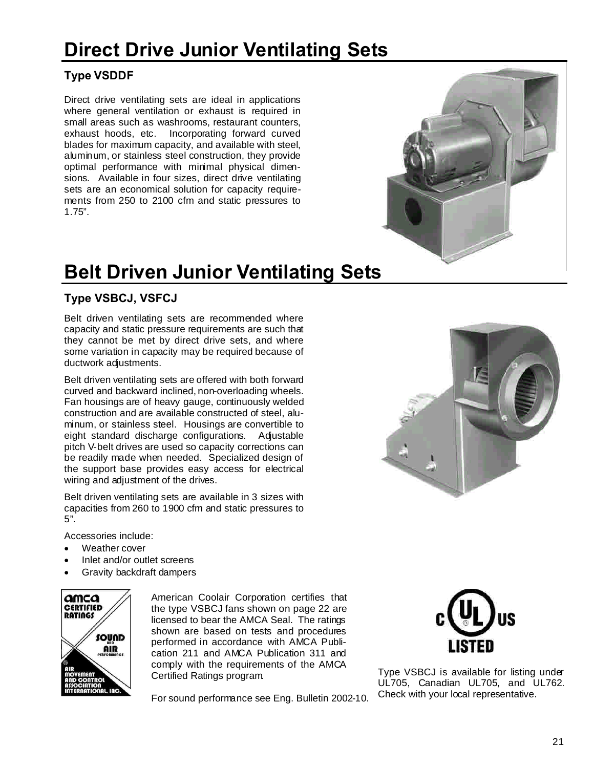# Direct Drive Junior Ventilating Sets

### Type VSDDF

Direct drive ventilating sets are ideal in applications where general ventilation or exhaust is required in small areas such as washrooms, restaurant counters, exhaust hoods, etc. Incorporating forward curved blades for maximum capacity, and available with steel, aluminum, or stainless steel construction, they provide optimal performance with minimal physical dimensions. Available in four sizes, direct drive ventilating sets are an economical solution for capacity requirements from 250 to 2100 cfm and static pressures to 1.75".

# Belt Driven Junior Ventilating Sets

### Type VSBCJ, VSFCJ

Belt driven ventilating sets are recommended where capacity and static pressure requirements are such that they cannot be met by direct drive sets, and where some variation in capacity may be required because of ductwork adjustments.

Belt driven ventilating sets are offered with both forward curved and backward inclined, non-overloading wheels. Fan housings are of heavy gauge, continuously welded construction and are available constructed of steel, aluminum, or stainless steel. Housings are convertible to eight standard discharge configurations. Adjustable pitch V-belt drives are used so capacity corrections can be readily made when needed. Specialized design of the support base provides easy access for electrical wiring and adjustment of the drives.

Belt driven ventilating sets are available in 3 sizes with capacities from 260 to 1900 cfm and static pressures to 5".

Accessories include:

- Weather cover
- Inlet and/or outlet screens
- Gravity backdraft dampers

American Coolair Corporation certifies that the type VSBCJ fans shown on page 22 are licensed to bear the AMCA Seal. The ratings shown are based on tests and procedures performed in accordance with AMCA Publication 211 and AMCA Publication 311 and comply with the requirements of the AMCA Certified Ratings program.

For sound performance see Eng. Bulletin 2002-10.

Type VSBCJ is available for listing under UL705, Canadian UL705, and UL762. Check with your local representative.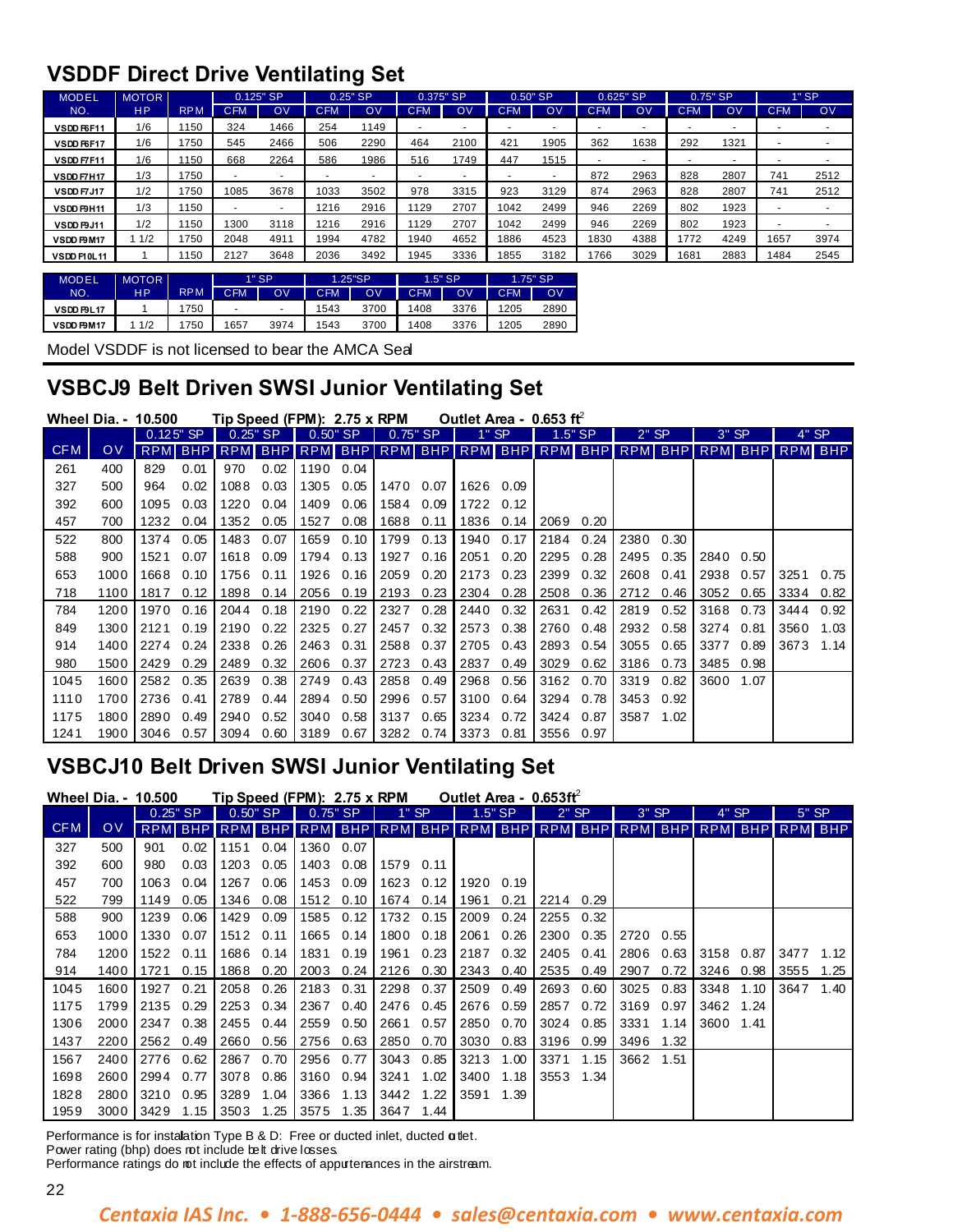## VSDDF Direct Drive Ventilating Set

| MODEL NO. | MOTOR HP | RPM | 0.125" SP | | 0.25" SP | | 0.375" SP | | 0.50" SP | | 0.625" SP | | 0.75" SP | | 1" SP | |
|---|---|---|---|---|---|---|---|---|---|---|---|---|---|---|---|---|
| | | | CFM | OV | CFM | OV | CFM | OV | CFM | OV | CFM | OV | CFM | OV | CFM | OV |
| VSDDF6F11 | 1/6 | 1150 | 324 | 1466 | 254 | 1149 | - | - | - | - | - | - | - | - | - | - |
| VSDDF6F17 | 1/6 | 1750 | 545 | 2466 | 506 | 2290 | 464 | 2100 | 421 | 1905 | 362 | 1638 | 292 | 1321 | - | - |
| VSDDF7F11 | 1/6 | 1150 | 668 | 2264 | 586 | 1986 | 516 | 1749 | 447 | 1515 | - | - | - | - | - | - |
| VSDDF7H17 | 1/3 | 1750 | - | - | - | - | - | - | - | - | 872 | 2963 | 828 | 2807 | 741 | 2512 |
| VSDDF7J17 | 1/2 | 1750 | 1085 | 3678 | 1033 | 3502 | 978 | 3315 | 923 | 3129 | 874 | 2963 | 828 | 2807 | 741 | 2512 |
| VSDDF9H11 | 1/3 | 1150 | - | - | 1216 | 2916 | 1129 | 2707 | 1042 | 2499 | 946 | 2269 | 802 | 1923 | - | - |
| VSDDF9J11 | 1/2 | 1150 | 1300 | 3118 | 1216 | 2916 | 1129 | 2707 | 1042 | 2499 | 946 | 2269 | 802 | 1923 | - | - |
| VSDDF9M17 | 1 1/2 | 1750 | 2048 | 4911 | 1994 | 4782 | 1940 | 4652 | 1886 | 4523 | 1830 | 4388 | 1772 | 4249 | 1657 | 3974 |
| VSDDF10L11 | 1 | 1150 | 2127 | 3648 | 2036 | 3492 | 1945 | 3336 | 1855 | 3182 | 1766 | 3029 | 1681 | 2883 | 1484 | 2545 |

| MODEL NO. | MOTOR HP | RPM | 1" SP | | 1.25"SP | | 1.5" SP | | 1.75" SP | |
|---|---|---|---|---|---|---|---|---|---|---|
| | | | CFM | OV | CFM | OV | CFM | OV | CFM | OV |
| VSDDF9L17 | 1 | 1750 | - | - | 1543 | 3700 | 1408 | 3376 | 1205 | 2890 |
| VSDDF9M17 | 1 1/2 | 1750 | 1657 | 3974 | 1543 | 3700 | 1408 | 3376 | 1205 | 2890 |

Model VSDDF is not licensed to bear the AMCA Seal

## VSBCJ9 Belt Driven SWSI Junior Ventilating Set

**Wheel Dia. - 10.500** **Tip Speed (FPM): 2.75 x RPM** **Outlet Area - 0.653 ft$^2$**

| CFM | OV | 0.125" SP | | 0.25" SP | | 0.50" SP | | 0.75" SP | | 1" SP | | 1.5" SP | | 2" SP | | 3" SP | | 4" SP | |
|---|---|---|---|---|---|---|---|---|---|---|---|---|---|---|---|---|---|---|---|
| | | RPM | BHP | RPM | BHP | RPM | BHP | RPM | BHP | RPM | BHP | RPM | BHP | RPM | BHP | RPM | BHP | RPM | BHP |
| 261 | 400 | 829 | 0.01 | 970 | 0.02 | 1190 | 0.04 | | | | | | | | | | | | |
| 327 | 500 | 964 | 0.02 | 1088 | 0.03 | 1305 | 0.05 | 1470 | 0.07 | 1626 | 0.09 | | | | | | | | |
| 392 | 600 | 1095 | 0.03 | 1220 | 0.04 | 1409 | 0.06 | 1584 | 0.09 | 1722 | 0.12 | | | | | | | | |
| 457 | 700 | 1232 | 0.04 | 1352 | 0.05 | 1527 | 0.08 | 1688 | 0.11 | 1836 | 0.14 | 2069 | 0.20 | | | | | | |
| 522 | 800 | 1374 | 0.05 | 1483 | 0.07 | 1659 | 0.10 | 1799 | 0.13 | 1940 | 0.17 | 2184 | 0.24 | 2380 | 0.30 | | | | |
| 588 | 900 | 1521 | 0.07 | 1618 | 0.09 | 1794 | 0.13 | 1927 | 0.16 | 2051 | 0.20 | 2295 | 0.28 | 2495 | 0.35 | 2840 | 0.50 | | |
| 653 | 1000 | 1668 | 0.10 | 1756 | 0.11 | 1926 | 0.16 | 2059 | 0.20 | 2173 | 0.23 | 2399 | 0.32 | 2608 | 0.41 | 2938 | 0.57 | 3251 | 0.75 |
| 718 | 1100 | 1817 | 0.12 | 1898 | 0.14 | 2056 | 0.19 | 2193 | 0.23 | 2304 | 0.28 | 2508 | 0.36 | 2712 | 0.46 | 3052 | 0.65 | 3334 | 0.82 |
| 784 | 1200 | 1970 | 0.16 | 2044 | 0.18 | 2190 | 0.22 | 2327 | 0.28 | 2440 | 0.32 | 2631 | 0.42 | 2819 | 0.52 | 3168 | 0.73 | 3444 | 0.92 |
| 849 | 1300 | 2121 | 0.19 | 2190 | 0.22 | 2325 | 0.27 | 2457 | 0.32 | 2573 | 0.38 | 2760 | 0.48 | 2932 | 0.58 | 3274 | 0.81 | 3560 | 1.03 |
| 914 | 1400 | 2274 | 0.24 | 2338 | 0.26 | 2463 | 0.31 | 2588 | 0.37 | 2705 | 0.43 | 2893 | 0.54 | 3055 | 0.65 | 3377 | 0.89 | 3673 | 1.14 |
| 980 | 1500 | 2429 | 0.29 | 2489 | 0.32 | 2606 | 0.37 | 2723 | 0.43 | 2837 | 0.49 | 3029 | 0.62 | 3186 | 0.73 | 3485 | 0.98 | | |
| 1045 | 1600 | 2582 | 0.35 | 2639 | 0.38 | 2749 | 0.43 | 2858 | 0.49 | 2968 | 0.56 | 3162 | 0.70 | 3319 | 0.82 | 3600 | 1.07 | | |
| 1110 | 1700 | 2736 | 0.41 | 2789 | 0.44 | 2894 | 0.50 | 2996 | 0.57 | 3100 | 0.64 | 3294 | 0.78 | 3453 | 0.92 | | | | |
| 1175 | 1800 | 2890 | 0.49 | 2940 | 0.52 | 3040 | 0.58 | 3137 | 0.65 | 3234 | 0.72 | 3424 | 0.87 | 3587 | 1.02 | | | | |
| 1241 | 1900 | 3046 | 0.57 | 3094 | 0.60 | 3189 | 0.67 | 3282 | 0.74 | 3373 | 0.81 | 3556 | 0.97 | | | | | | |

## VSBCJ10 Belt Driven SWSI Junior Ventilating Set

**Wheel Dia. - 10.500** **Tip Speed (FPM): 2.75 x RPM** **Outlet Area - 0.653ft$^2$**

| CFM | OV | 0.25" SP | | 0.50" SP | | 0.75" SP | | 1" SP | | 1.5" SP | | 2" SP | | 3" SP | | 4" SP | | 5" SP | |
|---|---|---|---|---|---|---|---|---|---|---|---|---|---|---|---|---|---|---|---|
| | | RPM | BHP | RPM | BHP | RPM | BHP | RPM | BHP | RPM | BHP | RPM | BHP | RPM | BHP | RPM | BHP | RPM | BHP |
| 327 | 500 | 901 | 0.02 | 1151 | 0.04 | 1360 | 0.07 | | | | | | | | | | | | |
| 392 | 600 | 980 | 0.03 | 1203 | 0.05 | 1403 | 0.08 | 1579 | 0.11 | | | | | | | | | | |
| 457 | 700 | 1063 | 0.04 | 1267 | 0.06 | 1453 | 0.09 | 1623 | 0.12 | 1920 | 0.19 | | | | | | | | |
| 522 | 799 | 1149 | 0.05 | 1346 | 0.08 | 1512 | 0.10 | 1674 | 0.14 | 1961 | 0.21 | 2214 | 0.29 | | | | | | |
| 588 | 900 | 1239 | 0.06 | 1429 | 0.09 | 1585 | 0.12 | 1732 | 0.15 | 2009 | 0.24 | 2255 | 0.32 | | | | | | |
| 653 | 1000 | 1330 | 0.07 | 1512 | 0.11 | 1665 | 0.14 | 1800 | 0.18 | 2061 | 0.26 | 2300 | 0.35 | 2720 | 0.55 | | | | |
| 784 | 1200 | 1522 | 0.11 | 1686 | 0.14 | 1831 | 0.19 | 1961 | 0.23 | 2187 | 0.32 | 2405 | 0.41 | 2806 | 0.63 | 3158 | 0.87 | 3477 | 1.12 |
| 914 | 1400 | 1721 | 0.15 | 1868 | 0.20 | 2003 | 0.24 | 2126 | 0.30 | 2343 | 0.40 | 2535 | 0.49 | 2907 | 0.72 | 3246 | 0.98 | 3555 | 1.25 |
| 1045 | 1600 | 1927 | 0.21 | 2058 | 0.26 | 2183 | 0.31 | 2298 | 0.37 | 2509 | 0.49 | 2693 | 0.60 | 3025 | 0.83 | 3348 | 1.10 | 3647 | 1.40 |
| 1175 | 1799 | 2135 | 0.29 | 2253 | 0.34 | 2367 | 0.40 | 2476 | 0.45 | 2676 | 0.59 | 2857 | 0.72 | 3169 | 0.97 | 3462 | 1.24 | | |
| 1306 | 2000 | 2347 | 0.38 | 2455 | 0.44 | 2559 | 0.50 | 2661 | 0.57 | 2850 | 0.70 | 3024 | 0.85 | 3331 | 1.14 | 3600 | 1.41 | | |
| 1437 | 2200 | 2562 | 0.49 | 2660 | 0.56 | 2756 | 0.63 | 2850 | 0.70 | 3030 | 0.83 | 3196 | 0.99 | 3496 | 1.32 | | | | |
| 1567 | 2400 | 2776 | 0.62 | 2867 | 0.70 | 2956 | 0.77 | 3043 | 0.85 | 3213 | 1.00 | 3371 | 1.15 | 3662 | 1.51 | | | | |
| 1698 | 2600 | 2994 | 0.77 | 3078 | 0.86 | 3160 | 0.94 | 3241 | 1.02 | 3400 | 1.18 | 3553 | 1.34 | | | | | | |
| 1828 | 2800 | 3210 | 0.95 | 3289 | 1.04 | 3366 | 1.13 | 3442 | 1.22 | 3591 | 1.39 | | | | | | | | |
| 1959 | 3000 | 3429 | 1.15 | 3503 | 1.25 | 3575 | 1.35 | 3647 | 1.44 | | | | | | | | | | |

Performance is for installation Type B & D: Free or ducted inlet, ducted outlet.
Power rating (bhp) does not include belt drive losses.
Performance ratings do not include the effects of appurtenances in the airstream.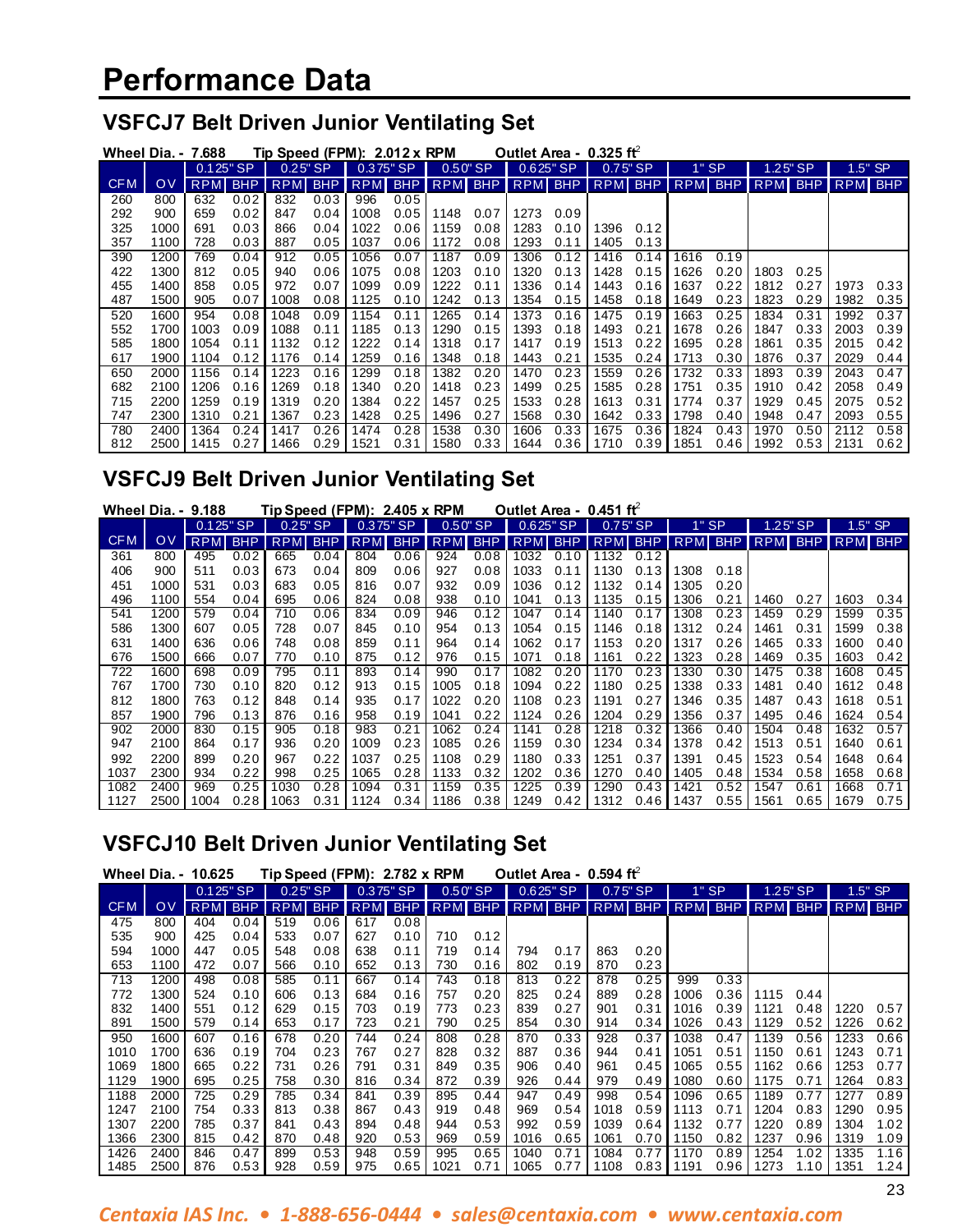# Performance Data

## VSFCJ7 Belt Driven Junior Ventilating Set

**Wheel Dia. - 7.688** **Tip Speed (FPM): 2.012 x RPM** **Outlet Area - 0.325 ft²**

| | | 0.125" SP | | 0.25" SP | | 0.375" SP | | 0.50" SP | | 0.625" SP | | 0.75" SP | | 1" SP | | 1.25" SP | | 1.5" SP | |
|---|---|---|---|---|---|---|---|---|---|---|---|---|---|---|---|---|---|---|---|
| CFM | OV | RPM | BHP | RPM | BHP | RPM | BHP | RPM | BHP | RPM | BHP | RPM | BHP | RPM | BHP | RPM | BHP | RPM | BHP |
| 260 | 800 | 632 | 0.02 | 832 | 0.03 | 996 | 0.05 | | | | | | | | | | | | |
| 292 | 900 | 659 | 0.02 | 847 | 0.04 | 1008 | 0.05 | 1148 | 0.07 | 1273 | 0.09 | | | | | | | | |
| 325 | 1000 | 691 | 0.03 | 866 | 0.04 | 1022 | 0.06 | 1159 | 0.08 | 1283 | 0.10 | 1396 | 0.12 | | | | | | |
| 357 | 1100 | 728 | 0.03 | 887 | 0.05 | 1037 | 0.06 | 1172 | 0.08 | 1293 | 0.11 | 1405 | 0.13 | | | | | | |
| 390 | 1200 | 769 | 0.04 | 912 | 0.05 | 1056 | 0.07 | 1187 | 0.09 | 1306 | 0.12 | 1416 | 0.14 | 1616 | 0.19 | | | | |
| 422 | 1300 | 812 | 0.05 | 940 | 0.06 | 1075 | 0.08 | 1203 | 0.10 | 1320 | 0.13 | 1428 | 0.15 | 1626 | 0.20 | 1803 | 0.25 | | |
| 455 | 1400 | 858 | 0.05 | 972 | 0.07 | 1099 | 0.09 | 1222 | 0.11 | 1336 | 0.14 | 1443 | 0.16 | 1637 | 0.22 | 1812 | 0.27 | 1973 | 0.33 |
| 487 | 1500 | 905 | 0.07 | 1008 | 0.08 | 1125 | 0.10 | 1242 | 0.13 | 1354 | 0.15 | 1458 | 0.18 | 1649 | 0.23 | 1823 | 0.29 | 1982 | 0.35 |
| 520 | 1600 | 954 | 0.08 | 1048 | 0.09 | 1154 | 0.11 | 1265 | 0.14 | 1373 | 0.16 | 1475 | 0.19 | 1663 | 0.25 | 1834 | 0.31 | 1992 | 0.37 |
| 552 | 1700 | 1003 | 0.09 | 1088 | 0.11 | 1185 | 0.13 | 1290 | 0.15 | 1393 | 0.18 | 1493 | 0.21 | 1678 | 0.26 | 1847 | 0.33 | 2003 | 0.39 |
| 585 | 1800 | 1054 | 0.11 | 1132 | 0.12 | 1222 | 0.14 | 1318 | 0.17 | 1417 | 0.19 | 1513 | 0.22 | 1695 | 0.28 | 1861 | 0.35 | 2015 | 0.42 |
| 617 | 1900 | 1104 | 0.12 | 1176 | 0.14 | 1259 | 0.16 | 1348 | 0.18 | 1443 | 0.21 | 1535 | 0.24 | 1713 | 0.30 | 1876 | 0.37 | 2029 | 0.44 |
| 650 | 2000 | 1156 | 0.14 | 1223 | 0.16 | 1299 | 0.18 | 1382 | 0.20 | 1470 | 0.23 | 1559 | 0.26 | 1732 | 0.33 | 1893 | 0.39 | 2043 | 0.47 |
| 682 | 2100 | 1206 | 0.16 | 1269 | 0.18 | 1340 | 0.20 | 1418 | 0.23 | 1499 | 0.25 | 1585 | 0.28 | 1751 | 0.35 | 1910 | 0.42 | 2058 | 0.49 |
| 715 | 2200 | 1259 | 0.19 | 1319 | 0.20 | 1384 | 0.22 | 1457 | 0.25 | 1533 | 0.28 | 1613 | 0.31 | 1774 | 0.37 | 1929 | 0.45 | 2075 | 0.52 |
| 747 | 2300 | 1310 | 0.21 | 1367 | 0.23 | 1428 | 0.25 | 1496 | 0.27 | 1568 | 0.30 | 1642 | 0.33 | 1798 | 0.40 | 1948 | 0.47 | 2093 | 0.55 |
| 780 | 2400 | 1364 | 0.24 | 1417 | 0.26 | 1474 | 0.28 | 1538 | 0.30 | 1606 | 0.33 | 1675 | 0.36 | 1824 | 0.43 | 1970 | 0.50 | 2112 | 0.58 |
| 812 | 2500 | 1415 | 0.27 | 1466 | 0.29 | 1521 | 0.31 | 1580 | 0.33 | 1644 | 0.36 | 1710 | 0.39 | 1851 | 0.46 | 1992 | 0.53 | 2131 | 0.62 |

## VSFCJ9 Belt Driven Junior Ventilating Set

**Wheel Dia. - 9.188** **Tip Speed (FPM): 2.405 x RPM** **Outlet Area - 0.451 ft²**

| | | 0.125" SP | | 0.25" SP | | 0.375" SP | | 0.50" SP | | 0.625" SP | | 0.75" SP | | 1" SP | | 1.25" SP | | 1.5" SP | |
|---|---|---|---|---|---|---|---|---|---|---|---|---|---|---|---|---|---|---|---|
| CFM | OV | RPM | BHP | RPM | BHP | RPM | BHP | RPM | BHP | RPM | BHP | RPM | BHP | RPM | BHP | RPM | BHP | RPM | BHP |
| 361 | 800 | 495 | 0.02 | 665 | 0.04 | 804 | 0.06 | 924 | 0.08 | 1032 | 0.10 | 1132 | 0.12 | | | | | | |
| 406 | 900 | 511 | 0.03 | 673 | 0.04 | 809 | 0.06 | 927 | 0.08 | 1033 | 0.11 | 1130 | 0.13 | 1308 | 0.18 | | | | |
| 451 | 1000 | 531 | 0.03 | 683 | 0.05 | 816 | 0.07 | 932 | 0.09 | 1036 | 0.12 | 1132 | 0.14 | 1305 | 0.20 | | | | |
| 496 | 1100 | 554 | 0.04 | 695 | 0.06 | 824 | 0.08 | 938 | 0.10 | 1041 | 0.13 | 1135 | 0.15 | 1306 | 0.21 | 1460 | 0.27 | 1603 | 0.34 |
| 541 | 1200 | 579 | 0.04 | 710 | 0.06 | 834 | 0.09 | 946 | 0.12 | 1047 | 0.14 | 1140 | 0.17 | 1308 | 0.23 | 1459 | 0.29 | 1599 | 0.35 |
| 586 | 1300 | 607 | 0.05 | 728 | 0.07 | 845 | 0.10 | 954 | 0.13 | 1054 | 0.15 | 1146 | 0.18 | 1312 | 0.24 | 1461 | 0.31 | 1599 | 0.38 |
| 631 | 1400 | 636 | 0.06 | 748 | 0.08 | 859 | 0.11 | 964 | 0.14 | 1062 | 0.17 | 1153 | 0.20 | 1317 | 0.26 | 1465 | 0.33 | 1600 | 0.40 |
| 676 | 1500 | 666 | 0.07 | 770 | 0.10 | 875 | 0.12 | 976 | 0.15 | 1071 | 0.18 | 1161 | 0.22 | 1323 | 0.28 | 1469 | 0.35 | 1603 | 0.42 |
| 722 | 1600 | 698 | 0.09 | 795 | 0.11 | 893 | 0.14 | 990 | 0.17 | 1082 | 0.20 | 1170 | 0.23 | 1330 | 0.30 | 1475 | 0.38 | 1608 | 0.45 |
| 767 | 1700 | 730 | 0.10 | 820 | 0.12 | 913 | 0.15 | 1005 | 0.18 | 1094 | 0.22 | 1180 | 0.25 | 1338 | 0.33 | 1481 | 0.40 | 1612 | 0.48 |
| 812 | 1800 | 763 | 0.12 | 848 | 0.14 | 935 | 0.17 | 1022 | 0.20 | 1108 | 0.23 | 1191 | 0.27 | 1346 | 0.35 | 1487 | 0.43 | 1618 | 0.51 |
| 857 | 1900 | 796 | 0.13 | 876 | 0.16 | 958 | 0.19 | 1041 | 0.22 | 1124 | 0.26 | 1204 | 0.29 | 1356 | 0.37 | 1495 | 0.46 | 1624 | 0.54 |
| 902 | 2000 | 830 | 0.15 | 905 | 0.18 | 983 | 0.21 | 1062 | 0.24 | 1141 | 0.28 | 1218 | 0.32 | 1366 | 0.40 | 1504 | 0.48 | 1632 | 0.57 |
| 947 | 2100 | 864 | 0.17 | 936 | 0.20 | 1009 | 0.23 | 1085 | 0.26 | 1159 | 0.30 | 1234 | 0.34 | 1378 | 0.42 | 1513 | 0.51 | 1640 | 0.61 |
| 992 | 2200 | 899 | 0.20 | 967 | 0.22 | 1037 | 0.25 | 1108 | 0.29 | 1180 | 0.33 | 1251 | 0.37 | 1391 | 0.45 | 1523 | 0.54 | 1648 | 0.64 |
| 1037 | 2300 | 934 | 0.22 | 998 | 0.25 | 1065 | 0.28 | 1133 | 0.32 | 1202 | 0.36 | 1270 | 0.40 | 1405 | 0.48 | 1534 | 0.58 | 1658 | 0.68 |
| 1082 | 2400 | 969 | 0.25 | 1030 | 0.28 | 1094 | 0.31 | 1159 | 0.35 | 1225 | 0.39 | 1290 | 0.43 | 1421 | 0.52 | 1547 | 0.61 | 1668 | 0.71 |
| 1127 | 2500 | 1004 | 0.28 | 1063 | 0.31 | 1124 | 0.34 | 1186 | 0.38 | 1249 | 0.42 | 1312 | 0.46 | 1437 | 0.55 | 1561 | 0.65 | 1679 | 0.75 |

## VSFCJ10 Belt Driven Junior Ventilating Set

**Wheel Dia. - 10.625** **Tip Speed (FPM): 2.782 x RPM** **Outlet Area - 0.594 ft²**

| | | 0.125" SP | | 0.25" SP | | 0.375" SP | | 0.50" SP | | 0.625" SP | | 0.75" SP | | 1" SP | | 1.25" SP | | 1.5" SP | |
|---|---|---|---|---|---|---|---|---|---|---|---|---|---|---|---|---|---|---|---|
| CFM | OV | RPM | BHP | RPM | BHP | RPM | BHP | RPM | BHP | RPM | BHP | RPM | BHP | RPM | BHP | RPM | BHP | RPM | BHP |
| 475 | 800 | 404 | 0.04 | 519 | 0.06 | 617 | 0.08 | | | | | | | | | | | | |
| 535 | 900 | 425 | 0.04 | 533 | 0.07 | 627 | 0.10 | 710 | 0.12 | | | | | | | | | | |
| 594 | 1000 | 447 | 0.05 | 548 | 0.08 | 638 | 0.11 | 719 | 0.14 | 794 | 0.17 | 863 | 0.20 | | | | | | |
| 653 | 1100 | 472 | 0.07 | 566 | 0.10 | 652 | 0.13 | 730 | 0.16 | 802 | 0.19 | 870 | 0.23 | | | | | | |
| 713 | 1200 | 498 | 0.08 | 585 | 0.11 | 667 | 0.14 | 743 | 0.18 | 813 | 0.22 | 878 | 0.25 | 999 | 0.33 | | | | |
| 772 | 1300 | 524 | 0.10 | 606 | 0.13 | 684 | 0.16 | 757 | 0.20 | 825 | 0.24 | 889 | 0.28 | 1006 | 0.36 | 1115 | 0.44 | | |
| 832 | 1400 | 551 | 0.12 | 629 | 0.15 | 703 | 0.19 | 773 | 0.23 | 839 | 0.27 | 901 | 0.31 | 1016 | 0.39 | 1121 | 0.48 | 1220 | 0.57 |
| 891 | 1500 | 579 | 0.14 | 653 | 0.17 | 723 | 0.21 | 790 | 0.25 | 854 | 0.30 | 914 | 0.34 | 1026 | 0.43 | 1129 | 0.52 | 1226 | 0.62 |
| 950 | 1600 | 607 | 0.16 | 678 | 0.20 | 744 | 0.24 | 808 | 0.28 | 870 | 0.33 | 928 | 0.37 | 1038 | 0.47 | 1139 | 0.56 | 1233 | 0.66 |
| 1010 | 1700 | 636 | 0.19 | 704 | 0.23 | 767 | 0.27 | 828 | 0.32 | 887 | 0.36 | 944 | 0.41 | 1051 | 0.51 | 1150 | 0.61 | 1243 | 0.71 |
| 1069 | 1800 | 665 | 0.22 | 731 | 0.26 | 791 | 0.31 | 849 | 0.35 | 906 | 0.40 | 961 | 0.45 | 1065 | 0.55 | 1162 | 0.66 | 1253 | 0.77 |
| 1129 | 1900 | 695 | 0.25 | 758 | 0.30 | 816 | 0.34 | 872 | 0.39 | 926 | 0.44 | 979 | 0.49 | 1080 | 0.60 | 1175 | 0.71 | 1264 | 0.83 |
| 1188 | 2000 | 725 | 0.29 | 785 | 0.34 | 841 | 0.39 | 895 | 0.44 | 947 | 0.49 | 998 | 0.54 | 1096 | 0.65 | 1189 | 0.77 | 1277 | 0.89 |
| 1247 | 2100 | 754 | 0.33 | 813 | 0.38 | 867 | 0.43 | 919 | 0.48 | 969 | 0.54 | 1018 | 0.59 | 1113 | 0.71 | 1204 | 0.83 | 1290 | 0.95 |
| 1307 | 2200 | 785 | 0.37 | 841 | 0.43 | 894 | 0.48 | 944 | 0.53 | 992 | 0.59 | 1039 | 0.64 | 1132 | 0.77 | 1220 | 0.89 | 1304 | 1.02 |
| 1366 | 2300 | 815 | 0.42 | 870 | 0.48 | 920 | 0.53 | 969 | 0.59 | 1016 | 0.65 | 1061 | 0.70 | 1150 | 0.82 | 1237 | 0.96 | 1319 | 1.09 |
| 1426 | 2400 | 846 | 0.47 | 899 | 0.53 | 948 | 0.59 | 995 | 0.65 | 1040 | 0.71 | 1084 | 0.77 | 1170 | 0.89 | 1254 | 1.02 | 1335 | 1.16 |
| 1485 | 2500 | 876 | 0.53 | 928 | 0.59 | 975 | 0.65 | 1021 | 0.71 | 1065 | 0.77 | 1108 | 0.83 | 1191 | 0.96 | 1273 | 1.10 | 1351 | 1.24 |

*Centaxia IAS Inc. • 1-888-656-0444 • sales@centaxia.com • www.centaxia.com*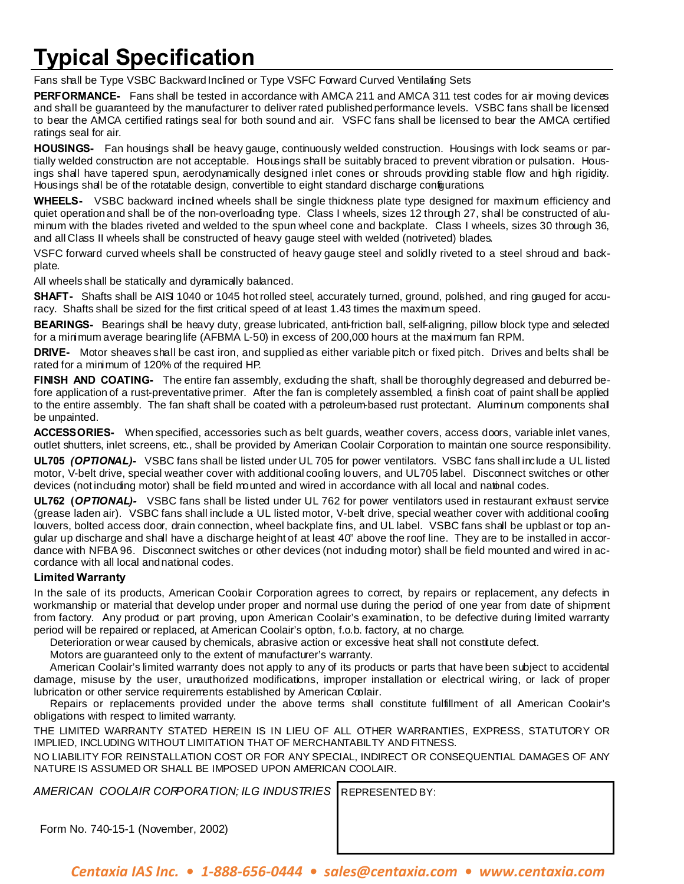# Typical Specification

Fans shall be Type VSBC Backward Inclined or Type VSFC Forward Curved Ventilating Sets

**PERFORMANCE-** Fans shall be tested in accordance with AMCA 211 and AMCA 311 test codes for air moving devices and shall be guaranteed by the manufacturer to deliver rated published performance levels. VSBC fans shall be licensed to bear the AMCA certified ratings seal for both sound and air. VSFC fans shall be licensed to bear the AMCA certified ratings seal for air.

**HOUSINGS-** Fan housings shall be heavy gauge, continuously welded construction. Housings with lock seams or partially welded construction are not acceptable. Housings shall be suitably braced to prevent vibration or pulsation. Housings shall have tapered spun, aerodynamically designed inlet cones or shrouds providing stable flow and high rigidity. Housings shall be of the rotatable design, convertible to eight standard discharge configurations.

**WHEELS-** VSBC backward inclined wheels shall be single thickness plate type designed for maximum efficiency and quiet operation and shall be of the non-overloading type. Class I wheels, sizes 12 through 27, shall be constructed of aluminum with the blades riveted and welded to the spun wheel cone and backplate. Class I wheels, sizes 30 through 36, and all Class II wheels shall be constructed of heavy gauge steel with welded (notriveted) blades.

VSFC forward curved wheels shall be constructed of heavy gauge steel and solidly riveted to a steel shroud and backplate.

All wheels shall be statically and dynamically balanced.

**SHAFT-** Shafts shall be AISI 1040 or 1045 hot rolled steel, accurately turned, ground, polished, and ring gauged for accuracy. Shafts shall be sized for the first critical speed of at least 1.43 times the maximum speed.

**BEARINGS-** Bearings shall be heavy duty, grease lubricated, anti-friction ball, self-aligning, pillow block type and selected for a minimum average bearing life (AFBMA L-50) in excess of 200,000 hours at the maximum fan RPM.

**DRIVE-** Motor sheaves shall be cast iron, and supplied as either variable pitch or fixed pitch. Drives and belts shall be rated for a minimum of 120% of the required HP.

**FINISH AND COATING-** The entire fan assembly, excluding the shaft, shall be thoroughly degreased and deburred before application of a rust-preventative primer. After the fan is completely assembled, a finish coat of paint shall be applied to the entire assembly. The fan shaft shall be coated with a petroleum-based rust protectant. Aluminum components shall be unpainted.

**ACCESSORIES-** When specified, accessories such as belt guards, weather covers, access doors, variable inlet vanes, outlet shutters, inlet screens, etc., shall be provided by American Coolair Corporation to maintain one source responsibility.

**UL705 *(OPTIONAL)*-** VSBC fans shall be listed under UL 705 for power ventilators. VSBC fans shall include a UL listed motor, V-belt drive, special weather cover with additional cooling louvers, and UL705 label. Disconnect switches or other devices (not including motor) shall be field mounted and wired in accordance with all local and national codes.

**UL762 (*OPTIONAL)*-** VSBC fans shall be listed under UL 762 for power ventilators used in restaurant exhaust service (grease laden air). VSBC fans shall include a UL listed motor, V-belt drive, special weather cover with additional cooling louvers, bolted access door, drain connection, wheel backplate fins, and UL label. VSBC fans shall be upblast or top angular up discharge and shall have a discharge height of at least 40" above the roof line. They are to be installed in accordance with NFBA 96. Disconnect switches or other devices (not including motor) shall be field mounted and wired in accordance with all local and national codes.

### Limited Warranty

In the sale of its products, American Coolair Corporation agrees to correct, by repairs or replacement, any defects in workmanship or material that develop under proper and normal use during the period of one year from date of shipment from factory. Any product or part proving, upon American Coolair's examination, to be defective during limited warranty period will be repaired or replaced, at American Coolair's option, f.o.b. factory, at no charge.

Deterioration or wear caused by chemicals, abrasive action or excessive heat shall not constitute defect.

Motors are guaranteed only to the extent of manufacturer's warranty.

American Coolair's limited warranty does not apply to any of its products or parts that have been subject to accidental damage, misuse by the user, unauthorized modifications, improper installation or electrical wiring, or lack of proper lubrication or other service requirements established by American Coolair.

Repairs or replacements provided under the above terms shall constitute fulfillment of all American Coolair's obligations with respect to limited warranty.

THE LIMITED WARRANTY STATED HEREIN IS IN LIEU OF ALL OTHER WARRANTIES, EXPRESS, STATUTORY OR IMPLIED, INCLUDING WITHOUT LIMITATION THAT OF MERCHANTABILTY AND FITNESS.

NO LIABILITY FOR REINSTALLATION COST OR FOR ANY SPECIAL, INDIRECT OR CONSEQUENTIAL DAMAGES OF ANY NATURE IS ASSUMED OR SHALL BE IMPOSED UPON AMERICAN COOLAIR.

*AMERICAN COOLAIR CORPORATION; ILG INDUSTRIES*

REPRESENTED BY:

Form No. 740-15-1 (November, 2002)

*Centaxia IAS Inc. • 1-888-656-0444 • sales@centaxia.com • www.centaxia.com*